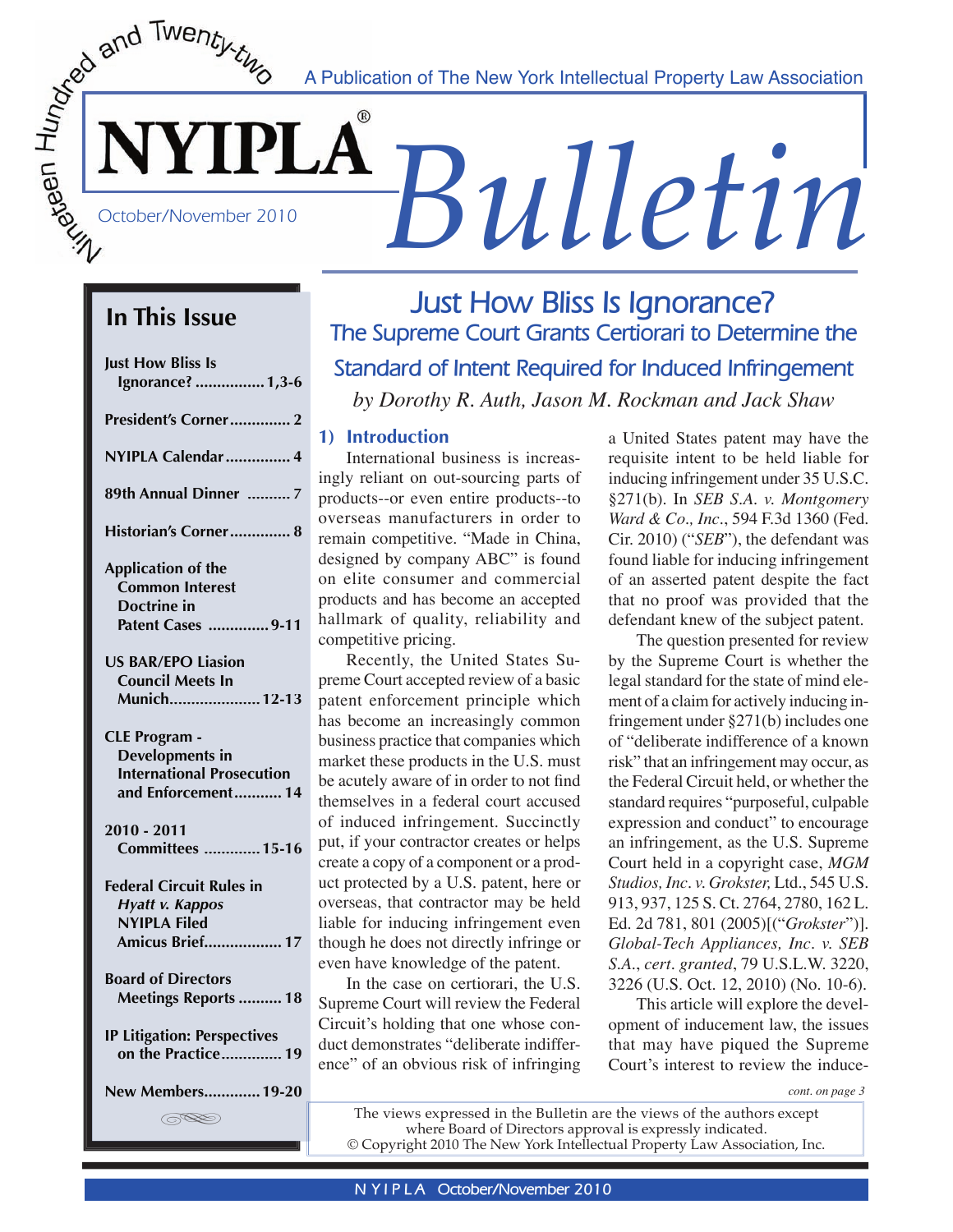Nineteen Hundred and Twenty-two

A Publication of The New York Intellectual Property Law Association

# NYIPLA® Bulletin

October/November 2010

## In This Issue

- Just How Bliss Is Ignorance? ................1,3-6
- President's Corner.............. 2
- NYIPLA Calendar............... 4
- 89th Annual Dinner .......... 7
- Historian's Corner.............. 8
- Application of the Common Interest Doctrine in Patent Cases .............. 9-11
- US BAR/EPO Liasion Council Meets In Munich..................... 12-13
- CLE Program - Developments in International Prosecution and Enforcement........... 14
- 2010 - 2011 Committees ............. 15-16
- Federal Circuit Rules in *Hyatt v. Kappos* NYIPLA Filed Amicus Brief.................. 17
- Board of Directors Meetings Reports .......... 18
- IP Litigation: Perspectives on the Practice.............. 19
- New Members............. 19-20

# Just How Bliss Is Ignorance?

## The Supreme Court Grants Certiorari to Determine the Standard of Intent Required for Induced Infringement

*by Dorothy R. Auth, Jason M. Rockman and Jack Shaw*

### 1) Introduction

International business is increasingly reliant on out-sourcing parts of products--or even entire products--to overseas manufacturers in order to remain competitive. "Made in China, designed by company ABC" is found on elite consumer and commercial products and has become an accepted hallmark of quality, reliability and competitive pricing.

Recently, the United States Supreme Court accepted review of a basic patent enforcement principle which has become an increasingly common business practice that companies which market these products in the U.S. must be acutely aware of in order to not find themselves in a federal court accused of induced infringement. Succinctly put, if your contractor creates or helps create a copy of a component or a product protected by a U.S. patent, here or overseas, that contractor may be held liable for inducing infringement even though he does not directly infringe or even have knowledge of the patent.

In the case on certiorari, the U.S. Supreme Court will review the Federal Circuit's holding that one whose conduct demonstrates "deliberate indifference" of an obvious risk of infringing a United States patent may have the requisite intent to be held liable for inducing infringement under 35 U.S.C. §271(b). In *SEB S.A. v. Montgomery Ward & Co., Inc*., 594 F.3d 1360 (Fed. Cir. 2010) ("*SEB*"), the defendant was found liable for inducing infringement of an asserted patent despite the fact that no proof was provided that the defendant knew of the subject patent.

The question presented for review by the Supreme Court is whether the legal standard for the state of mind element of a claim for actively inducing infringement under §271(b) includes one of "deliberate indifference of a known risk" that an infringement may occur, as the Federal Circuit held, or whether the standard requires "purposeful, culpable expression and conduct" to encourage an infringement, as the U.S. Supreme Court held in a copyright case, *MGM Studios, Inc. v. Grokster,* Ltd., 545 U.S. 913, 937, 125 S. Ct. 2764, 2780, 162 L. Ed. 2d 781, 801 (2005)[("*Grokster*")]. *Global-Tech Appliances, Inc. v. SEB S.A.*, *cert. granted*, 79 U.S.L.W. 3220, 3226 (U.S. Oct. 12, 2010) (No. 10-6).

This article will explore the development of inducement law, the issues that may have piqued the Supreme Court's interest to review the induce-

*cont. on page 3*

The views expressed in the Bulletin are the views of the authors except where Board of Directors approval is expressly indicated.
© Copyright 2010 The New York Intellectual Property Law Association, Inc.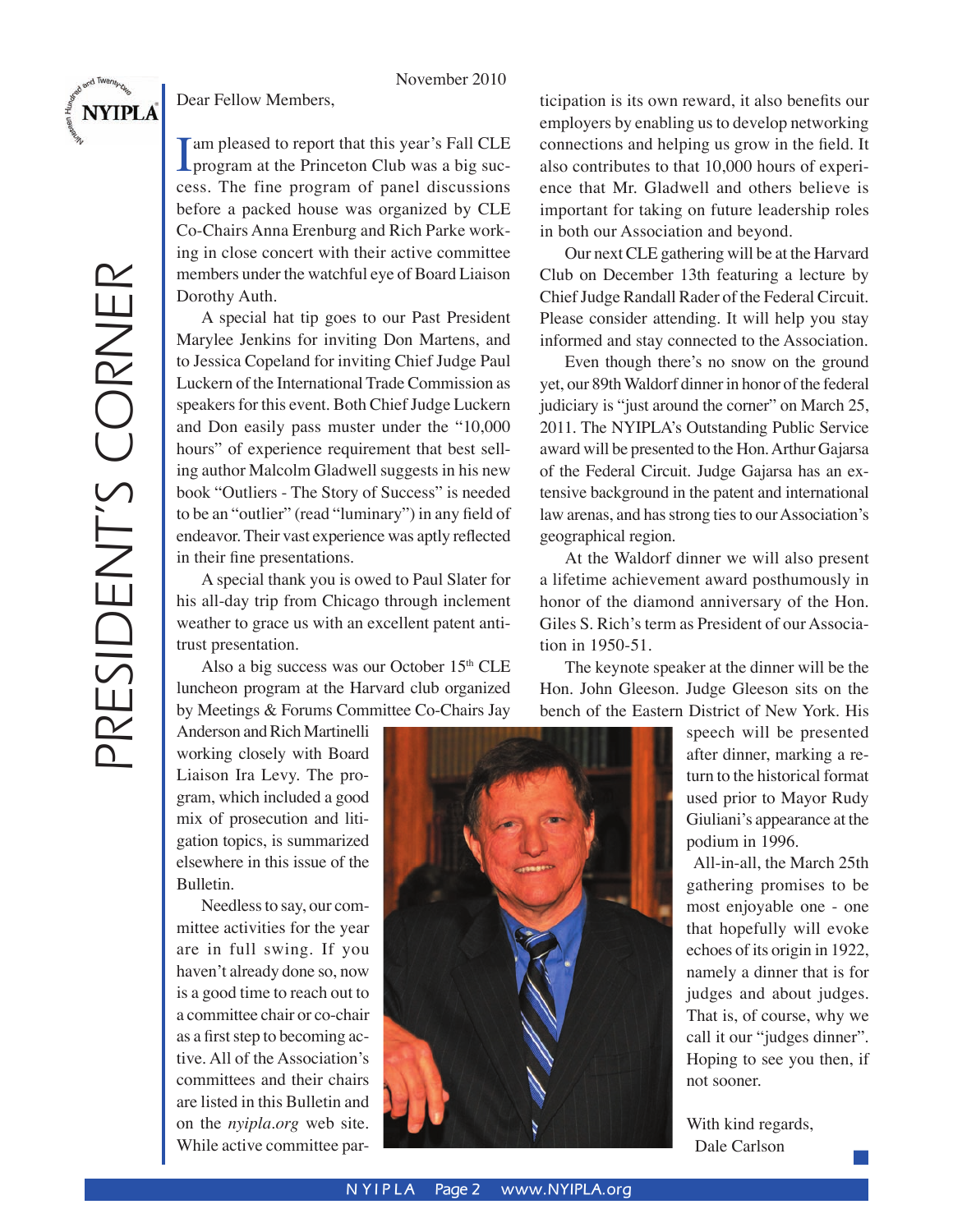# PRESIDENT'S CORNER

November 2010

Dear Fellow Members,

I am pleased to report that this year's Fall CLE program at the Princeton Club was a big success. The fine program of panel discussions before a packed house was organized by CLE Co-Chairs Anna Erenburg and Rich Parke working in close concert with their active committee members under the watchful eye of Board Liaison Dorothy Auth.

A special hat tip goes to our Past President Marylee Jenkins for inviting Don Martens, and to Jessica Copeland for inviting Chief Judge Paul Luckern of the International Trade Commission as speakers for this event. Both Chief Judge Luckern and Don easily pass muster under the "10,000 hours" of experience requirement that best selling author Malcolm Gladwell suggests in his new book "Outliers - The Story of Success" is needed to be an "outlier" (read "luminary") in any field of endeavor. Their vast experience was aptly reflected in their fine presentations.

A special thank you is owed to Paul Slater for his all-day trip from Chicago through inclement weather to grace us with an excellent patent antitrust presentation.

Also a big success was our October 15th CLE luncheon program at the Harvard club organized by Meetings & Forums Committee Co-Chairs Jay Anderson and Rich Martinelli working closely with Board Liaison Ira Levy. The program, which included a good mix of prosecution and litigation topics, is summarized elsewhere in this issue of the Bulletin.

Needless to say, our committee activities for the year are in full swing. If you haven't already done so, now is a good time to reach out to a committee chair or co-chair as a first step to becoming active. All of the Association's committees and their chairs are listed in this Bulletin and on the *nyipla.org* web site. While active committee participation is its own reward, it also benefits our employers by enabling us to develop networking connections and helping us grow in the field. It also contributes to that 10,000 hours of experience that Mr. Gladwell and others believe is important for taking on future leadership roles in both our Association and beyond.

Our next CLE gathering will be at the Harvard Club on December 13th featuring a lecture by Chief Judge Randall Rader of the Federal Circuit. Please consider attending. It will help you stay informed and stay connected to the Association.

Even though there's no snow on the ground yet, our 89th Waldorf dinner in honor of the federal judiciary is "just around the corner" on March 25, 2011. The NYIPLA's Outstanding Public Service award will be presented to the Hon. Arthur Gajarsa of the Federal Circuit. Judge Gajarsa has an extensive background in the patent and international law arenas, and has strong ties to our Association's geographical region.

At the Waldorf dinner we will also present a lifetime achievement award posthumously in honor of the diamond anniversary of the Hon. Giles S. Rich's term as President of our Association in 1950-51.

The keynote speaker at the dinner will be the Hon. John Gleeson. Judge Gleeson sits on the bench of the Eastern District of New York. His speech will be presented after dinner, marking a return to the historical format used prior to Mayor Rudy Giuliani's appearance at the podium in 1996.

All-in-all, the March 25th gathering promises to be most enjoyable one - one that hopefully will evoke echoes of its origin in 1922, namely a dinner that is for judges and about judges. That is, of course, why we call it our "judges dinner". Hoping to see you then, if not sooner.

With kind regards,
Dale Carlson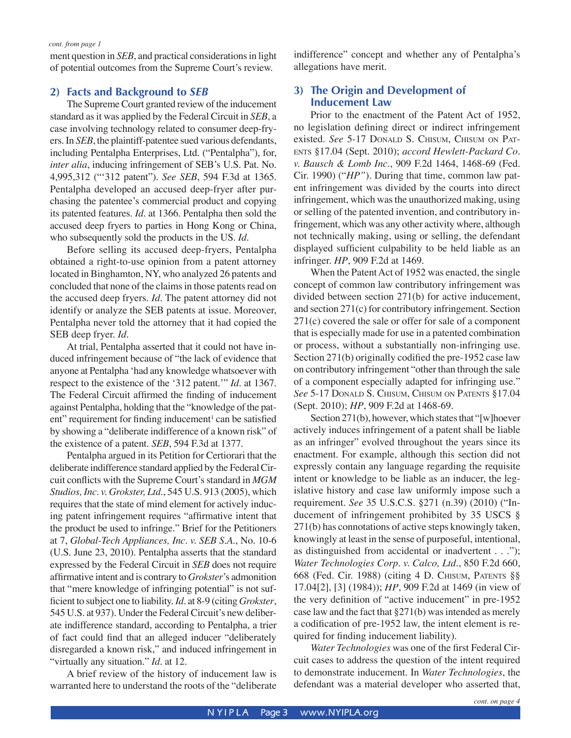*cont. from page 1*

ment question in *SEB*, and practical considerations in light of potential outcomes from the Supreme Court's review.

## 2) Facts and Background to *SEB*

The Supreme Court granted review of the inducement standard as it was applied by the Federal Circuit in *SEB*, a case involving technology related to consumer deep-fryers. In *SEB*, the plaintiff-patentee sued various defendants, including Pentalpha Enterprises, Ltd. ("Pentalpha"), for, *inter alia*, inducing infringement of SEB's U.S. Pat. No. 4,995,312 ("'312 patent"). *See SEB*, 594 F.3d at 1365. Pentalpha developed an accused deep-fryer after purchasing the patentee's commercial product and copying its patented features. *Id*. at 1366. Pentalpha then sold the accused deep fryers to parties in Hong Kong or China, who subsequently sold the products in the US. *Id*.

Before selling its accused deep-fryers, Pentalpha obtained a right-to-use opinion from a patent attorney located in Binghamton, NY, who analyzed 26 patents and concluded that none of the claims in those patents read on the accused deep fryers. *Id*. The patent attorney did not identify or analyze the SEB patents at issue. Moreover, Pentalpha never told the attorney that it had copied the SEB deep fryer. *Id*.

At trial, Pentalpha asserted that it could not have induced infringement because of "the lack of evidence that anyone at Pentalpha 'had any knowledge whatsoever with respect to the existence of the '312 patent.'" *Id*. at 1367. The Federal Circuit affirmed the finding of inducement against Pentalpha, holding that the "knowledge of the patent" requirement for finding inducement[1] can be satisfied by showing a "deliberate indifference of a known risk" of the existence of a patent. *SEB*, 594 F.3d at 1377.

Pentalpha argued in its Petition for Certiorari that the deliberate indifference standard applied by the Federal Circuit conflicts with the Supreme Court's standard in *MGM Studios, Inc. v. Grokster, Ltd.*, 545 U.S. 913 (2005), which requires that the state of mind element for actively inducing patent infringement requires "affirmative intent that the product be used to infringe." Brief for the Petitioners at 7, *Global-Tech Appliances, Inc. v. SEB S.A.*, No. 10-6 (U.S. June 23, 2010). Pentalpha asserts that the standard expressed by the Federal Circuit in *SEB* does not require affirmative intent and is contrary to *Grokster*'s admonition that "mere knowledge of infringing potential" is not sufficient to subject one to liability. *Id*. at 8-9 (citing *Grokster*, 545 U.S. at 937). Under the Federal Circuit's new deliberate indifference standard, according to Pentalpha, a trier of fact could find that an alleged inducer "deliberately disregarded a known risk," and induced infringement in "virtually any situation." *Id*. at 12.

A brief review of the history of inducement law is warranted here to understand the roots of the "deliberate indifference" concept and whether any of Pentalpha's allegations have merit.

## 3) The Origin and Development of Inducement Law

Prior to the enactment of the Patent Act of 1952, no legislation defining direct or indirect infringement existed. *See* 5-17 Donald S. Chisum, Chisum on Patents §17.04 (Sept. 2010); *accord Hewlett-Packard Co. v. Bausch & Lomb Inc.*, 909 F.2d 1464, 1468-69 (Fed. Cir. 1990) ("*HP*"). During that time, common law patent infringement was divided by the courts into direct infringement, which was the unauthorized making, using or selling of the patented invention, and contributory infringement, which was any other activity where, although not technically making, using or selling, the defendant displayed sufficient culpability to be held liable as an infringer. *HP*, 909 F.2d at 1469.

When the Patent Act of 1952 was enacted, the single concept of common law contributory infringement was divided between section 271(b) for active inducement, and section 271(c) for contributory infringement. Section 271(c) covered the sale or offer for sale of a component that is especially made for use in a patented combination or process, without a substantially non-infringing use. Section 271(b) originally codified the pre-1952 case law on contributory infringement "other than through the sale of a component especially adapted for infringing use." *See* 5-17 Donald S. Chisum, Chisum on Patents §17.04 (Sept. 2010); *HP*, 909 F.2d at 1468-69.

Section 271(b), however, which states that "[w]hoever actively induces infringement of a patent shall be liable as an infringer" evolved throughout the years since its enactment. For example, although this section did not expressly contain any language regarding the requisite intent or knowledge to be liable as an inducer, the legislative history and case law uniformly impose such a requirement. *See* 35 U.S.C.S. §271 (n.39) (2010) ("Inducement of infringement prohibited by 35 USCS § 271(b) has connotations of active steps knowingly taken, knowingly at least in the sense of purposeful, intentional, as distinguished from accidental or inadvertent . . ."); *Water Technologies Corp. v. Calco, Ltd.*, 850 F.2d 660, 668 (Fed. Cir. 1988) (citing 4 D. Chisum, Patents §§ 17.04[2], [3] (1984)); *HP*, 909 F.2d at 1469 (in view of the very definition of "active inducement" in pre-1952 case law and the fact that §271(b) was intended as merely a codification of pre-1952 law, the intent element is required for finding inducement liability).

*Water Technologies* was one of the first Federal Circuit cases to address the question of the intent required to demonstrate inducement. In *Water Technologies*, the defendant was a material developer who asserted that,

*cont. on page 4*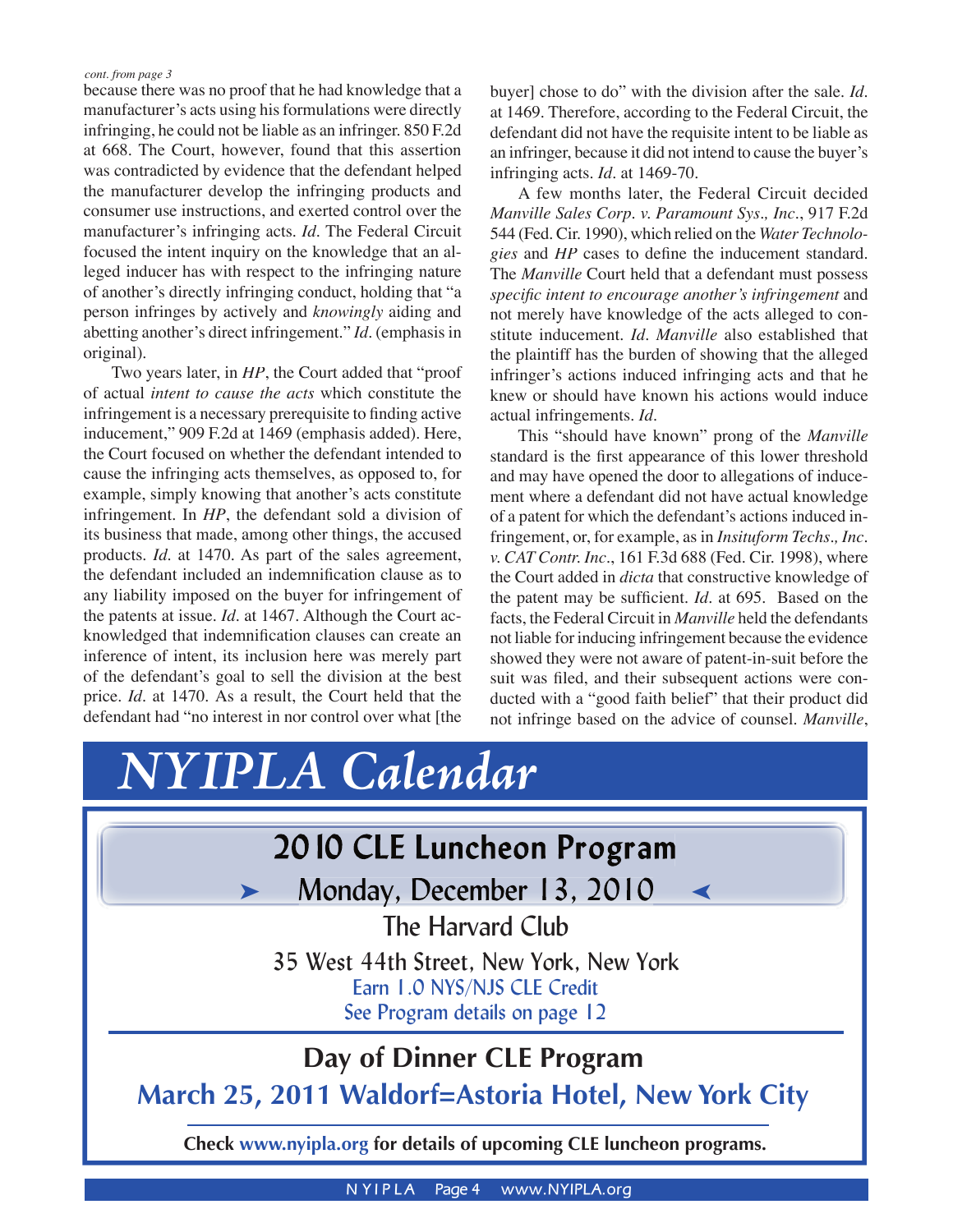*cont. from page 3*

because there was no proof that he had knowledge that a manufacturer's acts using his formulations were directly infringing, he could not be liable as an infringer. 850 F.2d at 668. The Court, however, found that this assertion was contradicted by evidence that the defendant helped the manufacturer develop the infringing products and consumer use instructions, and exerted control over the manufacturer's infringing acts. *Id*. The Federal Circuit focused the intent inquiry on the knowledge that an alleged inducer has with respect to the infringing nature of another's directly infringing conduct, holding that "a person infringes by actively and *knowingly* aiding and abetting another's direct infringement." *Id*. (emphasis in original).

Two years later, in *HP*, the Court added that "proof of actual *intent to cause the acts* which constitute the infringement is a necessary prerequisite to finding active inducement," 909 F.2d at 1469 (emphasis added). Here, the Court focused on whether the defendant intended to cause the infringing acts themselves, as opposed to, for example, simply knowing that another's acts constitute infringement. In *HP*, the defendant sold a division of its business that made, among other things, the accused products. *Id*. at 1470. As part of the sales agreement, the defendant included an indemnification clause as to any liability imposed on the buyer for infringement of the patents at issue. *Id*. at 1467. Although the Court acknowledged that indemnification clauses can create an inference of intent, its inclusion here was merely part of the defendant's goal to sell the division at the best price. *Id*. at 1470. As a result, the Court held that the defendant had "no interest in nor control over what [the buyer] chose to do" with the division after the sale. *Id*. at 1469. Therefore, according to the Federal Circuit, the defendant did not have the requisite intent to be liable as an infringer, because it did not intend to cause the buyer's infringing acts. *Id*. at 1469-70.

A few months later, the Federal Circuit decided *Manville Sales Corp. v. Paramount Sys., Inc*., 917 F.2d 544 (Fed. Cir. 1990), which relied on the *Water Technologies* and *HP* cases to define the inducement standard. The *Manville* Court held that a defendant must possess *specific intent to encourage another's infringement* and not merely have knowledge of the acts alleged to constitute inducement. *Id*. *Manville* also established that the plaintiff has the burden of showing that the alleged infringer's actions induced infringing acts and that he knew or should have known his actions would induce actual infringements. *Id*.

This "should have known" prong of the *Manville* standard is the first appearance of this lower threshold and may have opened the door to allegations of inducement where a defendant did not have actual knowledge of a patent for which the defendant's actions induced infringement, or, for example, as in *Insituform Techs., Inc. v. CAT Contr. Inc*., 161 F.3d 688 (Fed. Cir. 1998), where the Court added in *dicta* that constructive knowledge of the patent may be sufficient. *Id*. at 695. Based on the facts, the Federal Circuit in *Manville* held the defendants not liable for inducing infringement because the evidence showed they were not aware of patent-in-suit before the suit was filed, and their subsequent actions were conducted with a "good faith belief" that their product did not infringe based on the advice of counsel. *Manville*,

# *NYIPLA Calendar*

## 2010 CLE Luncheon Program

**Monday, December 13, 2010**

The Harvard Club

35 West 44th Street, New York, New York

Earn 1.0 NYS/NJS CLE Credit

See Program details on page 12

## Day of Dinner CLE Program

**March 25, 2011 Waldorf=Astoria Hotel, New York City**

**Check www.nyipla.org for details of upcoming CLE luncheon programs.**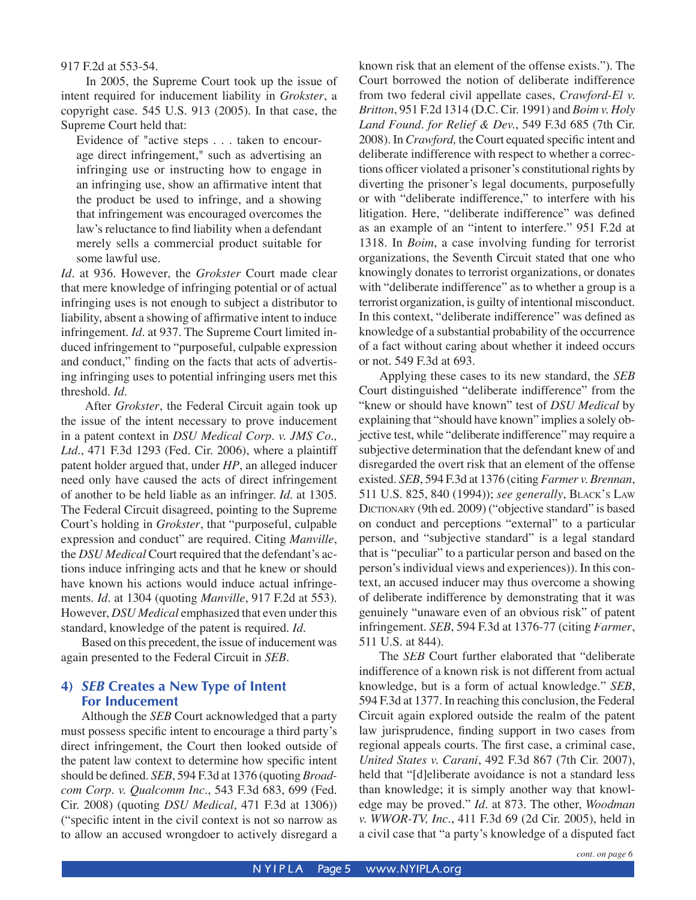917 F.2d at 553-54.

In 2005, the Supreme Court took up the issue of intent required for inducement liability in *Grokster*, a copyright case. 545 U.S. 913 (2005). In that case, the Supreme Court held that:

> Evidence of "active steps . . . taken to encourage direct infringement," such as advertising an infringing use or instructing how to engage in an infringing use, show an affirmative intent that the product be used to infringe, and a showing that infringement was encouraged overcomes the law's reluctance to find liability when a defendant merely sells a commercial product suitable for some lawful use.

*Id*. at 936. However, the *Grokster* Court made clear that mere knowledge of infringing potential or of actual infringing uses is not enough to subject a distributor to liability, absent a showing of affirmative intent to induce infringement. *Id*. at 937. The Supreme Court limited induced infringement to "purposeful, culpable expression and conduct," finding on the facts that acts of advertising infringing uses to potential infringing users met this threshold. *Id*.

After *Grokster*, the Federal Circuit again took up the issue of the intent necessary to prove inducement in a patent context in *DSU Medical Corp. v. JMS Co., Ltd*., 471 F.3d 1293 (Fed. Cir. 2006), where a plaintiff patent holder argued that, under *HP*, an alleged inducer need only have caused the acts of direct infringement of another to be held liable as an infringer. *Id*. at 1305. The Federal Circuit disagreed, pointing to the Supreme Court's holding in *Grokster*, that "purposeful, culpable expression and conduct" are required. Citing *Manville*, the *DSU Medical* Court required that the defendant's actions induce infringing acts and that he knew or should have known his actions would induce actual infringements. *Id*. at 1304 (quoting *Manville*, 917 F.2d at 553). However, *DSU Medical* emphasized that even under this standard, knowledge of the patent is required. *Id*.

Based on this precedent, the issue of inducement was again presented to the Federal Circuit in *SEB*.

### 4) *SEB* Creates a New Type of Intent For Inducement

Although the *SEB* Court acknowledged that a party must possess specific intent to encourage a third party's direct infringement, the Court then looked outside of the patent law context to determine how specific intent should be defined. *SEB*, 594 F.3d at 1376 (quoting *Broadcom Corp. v. Qualcomm Inc*., 543 F.3d 683, 699 (Fed. Cir. 2008) (quoting *DSU Medical*, 471 F.3d at 1306)) ("specific intent in the civil context is not so narrow as to allow an accused wrongdoer to actively disregard a known risk that an element of the offense exists."). The Court borrowed the notion of deliberate indifference from two federal civil appellate cases, *Crawford-El v. Britton*, 951 F.2d 1314 (D.C. Cir. 1991) and *Boim v. Holy Land Found. for Relief & Dev*., 549 F.3d 685 (7th Cir. 2008). In *Crawford,* the Court equated specific intent and deliberate indifference with respect to whether a corrections officer violated a prisoner's constitutional rights by diverting the prisoner's legal documents, purposefully or with "deliberate indifference," to interfere with his litigation. Here, "deliberate indifference" was defined as an example of an "intent to interfere." 951 F.2d at 1318. In *Boim*, a case involving funding for terrorist organizations, the Seventh Circuit stated that one who knowingly donates to terrorist organizations, or donates with "deliberate indifference" as to whether a group is a terrorist organization, is guilty of intentional misconduct. In this context, "deliberate indifference" was defined as knowledge of a substantial probability of the occurrence of a fact without caring about whether it indeed occurs or not. 549 F.3d at 693.

Applying these cases to its new standard, the *SEB* Court distinguished "deliberate indifference" from the "knew or should have known" test of *DSU Medical* by explaining that "should have known" implies a solely objective test, while "deliberate indifference" may require a subjective determination that the defendant knew of and disregarded the overt risk that an element of the offense existed. *SEB*, 594 F.3d at 1376 (citing *Farmer v. Brennan*, 511 U.S. 825, 840 (1994)); *see generally*, Black's Law Dictionary (9th ed. 2009) ("objective standard" is based on conduct and perceptions "external" to a particular person, and "subjective standard" is a legal standard that is "peculiar" to a particular person and based on the person's individual views and experiences)). In this context, an accused inducer may thus overcome a showing of deliberate indifference by demonstrating that it was genuinely "unaware even of an obvious risk" of patent infringement. *SEB*, 594 F.3d at 1376-77 (citing *Farmer*, 511 U.S. at 844).

The *SEB* Court further elaborated that "deliberate indifference of a known risk is not different from actual knowledge, but is a form of actual knowledge." *SEB*, 594 F.3d at 1377. In reaching this conclusion, the Federal Circuit again explored outside the realm of the patent law jurisprudence, finding support in two cases from regional appeals courts. The first case, a criminal case, *United States v. Carani*, 492 F.3d 867 (7th Cir. 2007), held that "[d]eliberate avoidance is not a standard less than knowledge; it is simply another way that knowledge may be proved." *Id*. at 873. The other, *Woodman v. WWOR-TV, Inc*., 411 F.3d 69 (2d Cir. 2005), held in a civil case that "a party's knowledge of a disputed fact

*cont. on page 6*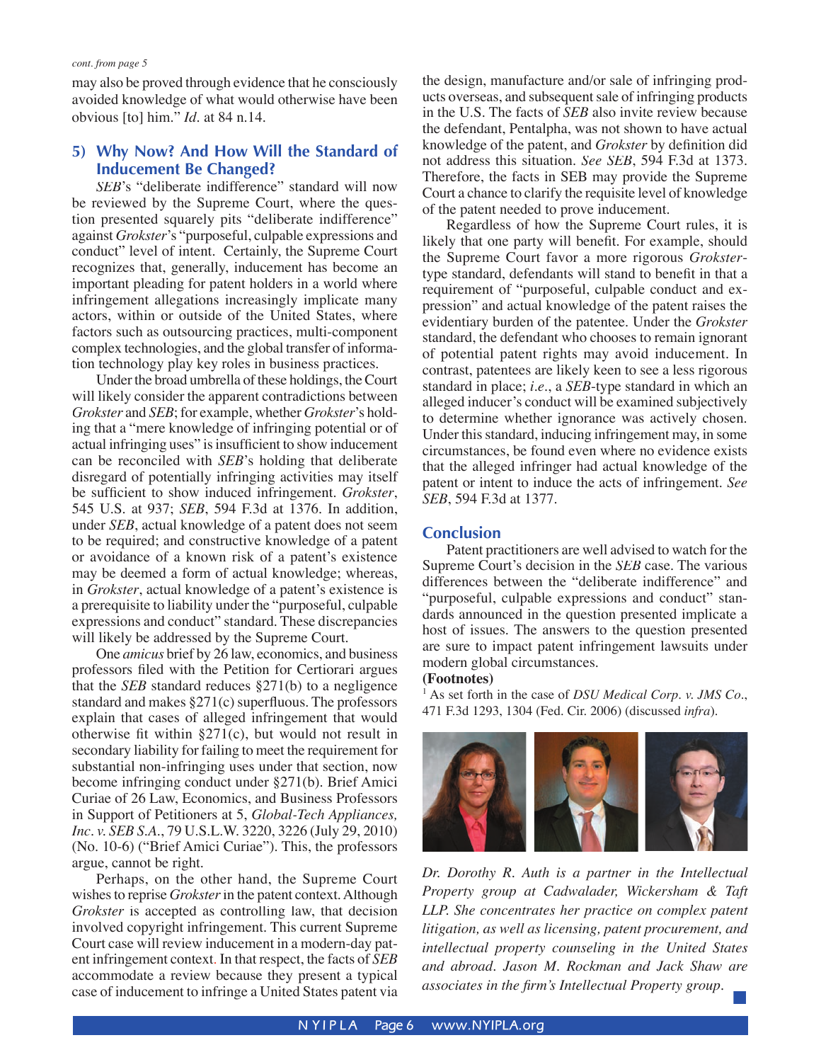*cont. from page 5*

may also be proved through evidence that he consciously avoided knowledge of what would otherwise have been obvious [to] him." *Id.* at 84 n.14.

## 5) Why Now? And How Will the Standard of Inducement Be Changed?

*SEB*'s "deliberate indifference" standard will now be reviewed by the Supreme Court, where the question presented squarely pits "deliberate indifference" against *Grokster*'s "purposeful, culpable expressions and conduct" level of intent. Certainly, the Supreme Court recognizes that, generally, inducement has become an important pleading for patent holders in a world where infringement allegations increasingly implicate many actors, within or outside of the United States, where factors such as outsourcing practices, multi-component complex technologies, and the global transfer of information technology play key roles in business practices.

Under the broad umbrella of these holdings, the Court will likely consider the apparent contradictions between *Grokster* and *SEB*; for example, whether *Grokster*'s holding that a "mere knowledge of infringing potential or of actual infringing uses" is insufficient to show inducement can be reconciled with *SEB*'s holding that deliberate disregard of potentially infringing activities may itself be sufficient to show induced infringement. *Grokster*, 545 U.S. at 937; *SEB*, 594 F.3d at 1376. In addition, under *SEB*, actual knowledge of a patent does not seem to be required; and constructive knowledge of a patent or avoidance of a known risk of a patent's existence may be deemed a form of actual knowledge; whereas, in *Grokster*, actual knowledge of a patent's existence is a prerequisite to liability under the "purposeful, culpable expressions and conduct" standard. These discrepancies will likely be addressed by the Supreme Court.

One *amicus* brief by 26 law, economics, and business professors filed with the Petition for Certiorari argues that the *SEB* standard reduces §271(b) to a negligence standard and makes §271(c) superfluous. The professors explain that cases of alleged infringement that would otherwise fit within §271(c), but would not result in secondary liability for failing to meet the requirement for substantial non-infringing uses under that section, now become infringing conduct under §271(b). Brief Amici Curiae of 26 Law, Economics, and Business Professors in Support of Petitioners at 5, *Global-Tech Appliances, Inc. v. SEB S.A.*, 79 U.S.L.W. 3220, 3226 (July 29, 2010) (No. 10-6) ("Brief Amici Curiae"). This, the professors argue, cannot be right.

Perhaps, on the other hand, the Supreme Court wishes to reprise *Grokster* in the patent context. Although *Grokster* is accepted as controlling law, that decision involved copyright infringement. This current Supreme Court case will review inducement in a modern-day patent infringement context. In that respect, the facts of *SEB* accommodate a review because they present a typical case of inducement to infringe a United States patent via the design, manufacture and/or sale of infringing products overseas, and subsequent sale of infringing products in the U.S. The facts of *SEB* also invite review because the defendant, Pentalpha, was not shown to have actual knowledge of the patent, and *Grokster* by definition did not address this situation. *See SEB*, 594 F.3d at 1373. Therefore, the facts in SEB may provide the Supreme Court a chance to clarify the requisite level of knowledge of the patent needed to prove inducement.

Regardless of how the Supreme Court rules, it is likely that one party will benefit. For example, should the Supreme Court favor a more rigorous *Grokster*-type standard, defendants will stand to benefit in that a requirement of "purposeful, culpable conduct and expression" and actual knowledge of the patent raises the evidentiary burden of the patentee. Under the *Grokster* standard, the defendant who chooses to remain ignorant of potential patent rights may avoid inducement. In contrast, patentees are likely keen to see a less rigorous standard in place; *i.e.*, a *SEB*-type standard in which an alleged inducer's conduct will be examined subjectively to determine whether ignorance was actively chosen. Under this standard, inducing infringement may, in some circumstances, be found even where no evidence exists that the alleged infringer had actual knowledge of the patent or intent to induce the acts of infringement. *See SEB*, 594 F.3d at 1377.

## Conclusion

Patent practitioners are well advised to watch for the Supreme Court's decision in the *SEB* case. The various differences between the "deliberate indifference" and "purposeful, culpable expressions and conduct" standards announced in the question presented implicate a host of issues. The answers to the question presented are sure to impact patent infringement lawsuits under modern global circumstances.

**(Footnotes)**

[1] As set forth in the case of *DSU Medical Corp. v. JMS Co.*, 471 F.3d 1293, 1304 (Fed. Cir. 2006) (discussed *infra*).

*Dr. Dorothy R. Auth is a partner in the Intellectual Property group at Cadwalader, Wickersham & Taft LLP. She concentrates her practice on complex patent litigation, as well as licensing, patent procurement, and intellectual property counseling in the United States and abroad. Jason M. Rockman and Jack Shaw are associates in the firm's Intellectual Property group.*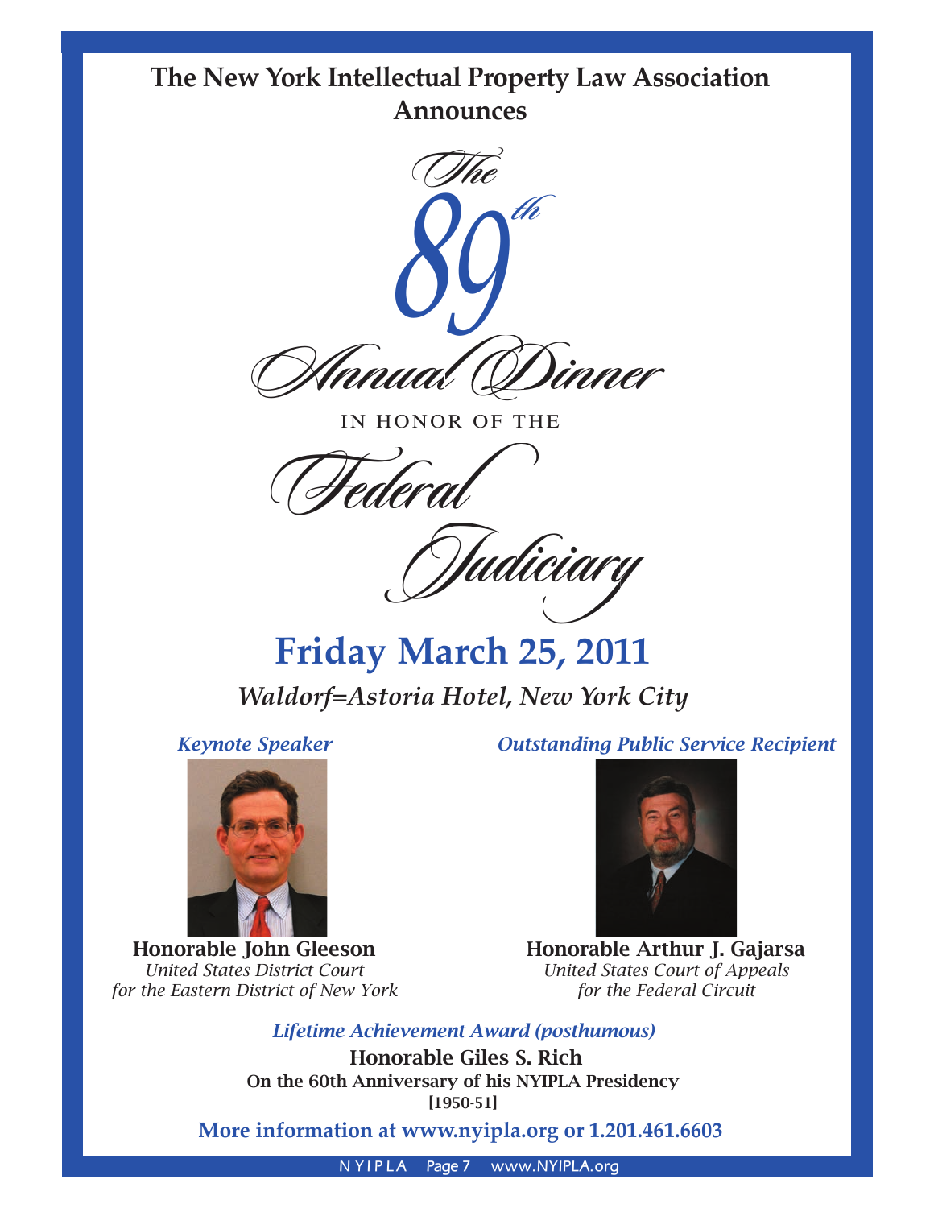**The New York Intellectual Property Law Association Announces**

# *The 89th Annual Dinner*

IN HONOR OF THE

# *Federal Judiciary*

## Friday March 25, 2011

***Waldorf=Astoria Hotel, New York City***

*Keynote Speaker*

**Honorable John Gleeson**
*United States District Court for the Eastern District of New York*

*Outstanding Public Service Recipient*

**Honorable Arthur J. Gajarsa**
*United States Court of Appeals for the Federal Circuit*

*Lifetime Achievement Award (posthumous)*

**Honorable Giles S. Rich**
**On the 60th Anniversary of his NYIPLA Presidency**
**[1950-51]**

**More information at www.nyipla.org or 1.201.461.6603**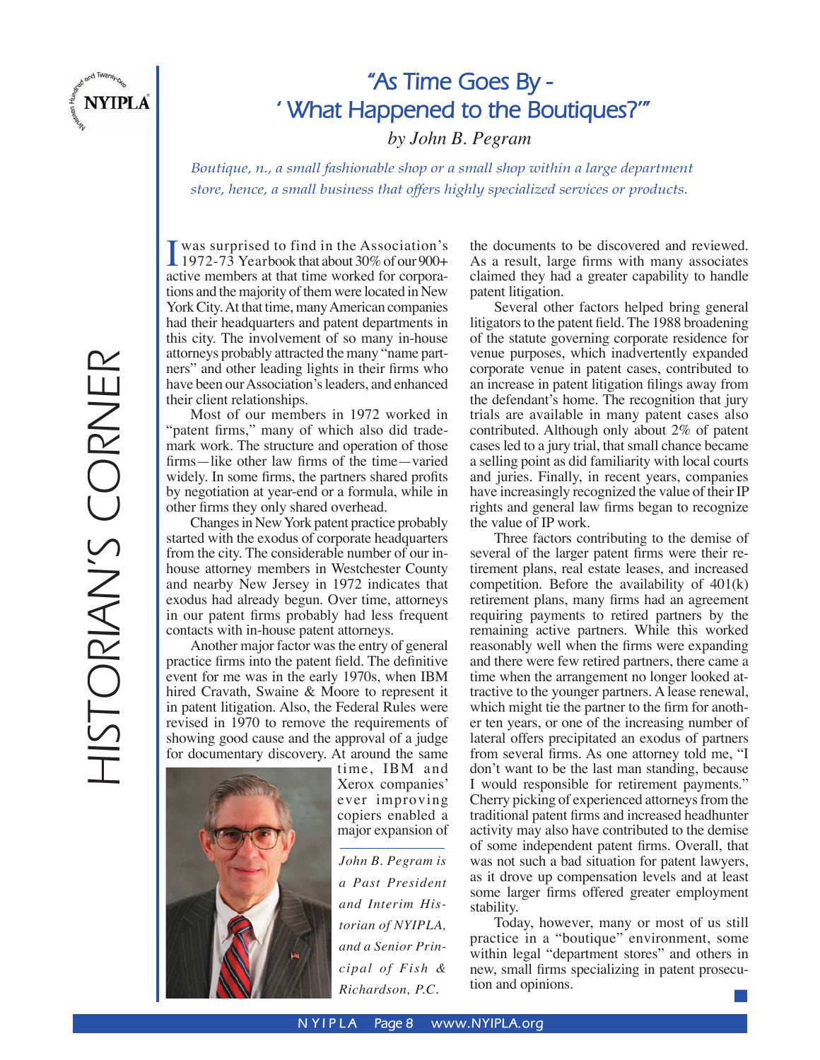# "As Time Goes By - 'What Happened to the Boutiques?'"

*by John B. Pegram*

*Boutique, n., a small fashionable shop or a small shop within a large department store, hence, a small business that offers highly specialized services or products.*

I was surprised to find in the Association's 1972-73 Yearbook that about 30% of our 900+ active members at that time worked for corporations and the majority of them were located in New York City. At that time, many American companies had their headquarters and patent departments in this city. The involvement of so many in-house attorneys probably attracted the many "name partners" and other leading lights in their firms who have been our Association's leaders, and enhanced their client relationships.

Most of our members in 1972 worked in "patent firms," many of which also did trademark work. The structure and operation of those firms—like other law firms of the time—varied widely. In some firms, the partners shared profits by negotiation at year-end or a formula, while in other firms they only shared overhead.

Changes in New York patent practice probably started with the exodus of corporate headquarters from the city. The considerable number of our in-house attorney members in Westchester County and nearby New Jersey in 1972 indicates that exodus had already begun. Over time, attorneys in our patent firms probably had less frequent contacts with in-house patent attorneys.

Another major factor was the entry of general practice firms into the patent field. The definitive event for me was in the early 1970s, when IBM hired Cravath, Swaine & Moore to represent it in patent litigation. Also, the Federal Rules were revised in 1970 to remove the requirements of showing good cause and the approval of a judge for documentary discovery. At around the same time, IBM and Xerox companies' ever improving copiers enabled a major expansion of the documents to be discovered and reviewed. As a result, large firms with many associates claimed they had a greater capability to handle patent litigation.

*John B. Pegram is a Past President and Interim Historian of NYIPLA, and a Senior Principal of Fish & Richardson, P.C.*

Several other factors helped bring general litigators to the patent field. The 1988 broadening of the statute governing corporate residence for venue purposes, which inadvertently expanded corporate venue in patent cases, contributed to an increase in patent litigation filings away from the defendant's home. The recognition that jury trials are available in many patent cases also contributed. Although only about 2% of patent cases led to a jury trial, that small chance became a selling point as did familiarity with local courts and juries. Finally, in recent years, companies have increasingly recognized the value of their IP rights and general law firms began to recognize the value of IP work.

Three factors contributing to the demise of several of the larger patent firms were their retirement plans, real estate leases, and increased competition. Before the availability of 401(k) retirement plans, many firms had an agreement requiring payments to retired partners by the remaining active partners. While this worked reasonably well when the firms were expanding and there were few retired partners, there came a time when the arrangement no longer looked attractive to the younger partners. A lease renewal, which might tie the partner to the firm for another ten years, or one of the increasing number of lateral offers precipitated an exodus of partners from several firms. As one attorney told me, "I don't want to be the last man standing, because I would responsible for retirement payments." Cherry picking of experienced attorneys from the traditional patent firms and increased headhunter activity may also have contributed to the demise of some independent patent firms. Overall, that was not such a bad situation for patent lawyers, as it drove up compensation levels and at least some larger firms offered greater employment stability.

Today, however, many or most of us still practice in a "boutique" environment, some within legal "department stores" and others in new, small firms specializing in patent prosecution and opinions.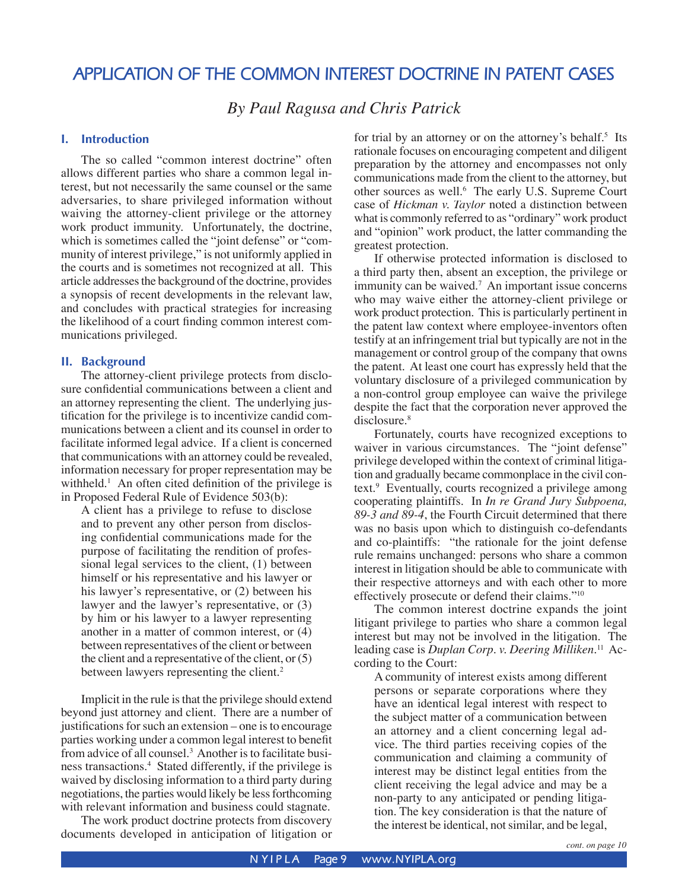# APPLICATION OF THE COMMON INTEREST DOCTRINE IN PATENT CASES

*By Paul Ragusa and Chris Patrick*

## I. Introduction

The so called "common interest doctrine" often allows different parties who share a common legal interest, but not necessarily the same counsel or the same adversaries, to share privileged information without waiving the attorney-client privilege or the attorney work product immunity. Unfortunately, the doctrine, which is sometimes called the "joint defense" or "community of interest privilege," is not uniformly applied in the courts and is sometimes not recognized at all. This article addresses the background of the doctrine, provides a synopsis of recent developments in the relevant law, and concludes with practical strategies for increasing the likelihood of a court finding common interest communications privileged.

## II. Background

The attorney-client privilege protects from disclosure confidential communications between a client and an attorney representing the client. The underlying justification for the privilege is to incentivize candid communications between a client and its counsel in order to facilitate informed legal advice. If a client is concerned that communications with an attorney could be revealed, information necessary for proper representation may be withheld.[1] An often cited definition of the privilege is in Proposed Federal Rule of Evidence 503(b):

> A client has a privilege to refuse to disclose and to prevent any other person from disclosing confidential communications made for the purpose of facilitating the rendition of professional legal services to the client, (1) between himself or his representative and his lawyer or his lawyer's representative, or (2) between his lawyer and the lawyer's representative, or (3) by him or his lawyer to a lawyer representing another in a matter of common interest, or (4) between representatives of the client or between the client and a representative of the client, or (5) between lawyers representing the client.[2]

Implicit in the rule is that the privilege should extend beyond just attorney and client. There are a number of justifications for such an extension – one is to encourage parties working under a common legal interest to benefit from advice of all counsel.[3] Another is to facilitate business transactions.[4] Stated differently, if the privilege is waived by disclosing information to a third party during negotiations, the parties would likely be less forthcoming with relevant information and business could stagnate.

The work product doctrine protects from discovery documents developed in anticipation of litigation or for trial by an attorney or on the attorney's behalf.[5] Its rationale focuses on encouraging competent and diligent preparation by the attorney and encompasses not only communications made from the client to the attorney, but other sources as well.[6] The early U.S. Supreme Court case of *Hickman v. Taylor* noted a distinction between what is commonly referred to as "ordinary" work product and "opinion" work product, the latter commanding the greatest protection.

If otherwise protected information is disclosed to a third party then, absent an exception, the privilege or immunity can be waived.[7] An important issue concerns who may waive either the attorney-client privilege or work product protection. This is particularly pertinent in the patent law context where employee-inventors often testify at an infringement trial but typically are not in the management or control group of the company that owns the patent. At least one court has expressly held that the voluntary disclosure of a privileged communication by a non-control group employee can waive the privilege despite the fact that the corporation never approved the disclosure.[8]

Fortunately, courts have recognized exceptions to waiver in various circumstances. The "joint defense" privilege developed within the context of criminal litigation and gradually became commonplace in the civil context.[9] Eventually, courts recognized a privilege among cooperating plaintiffs. In *In re Grand Jury Subpoena, 89-3 and 89-4*, the Fourth Circuit determined that there was no basis upon which to distinguish co-defendants and co-plaintiffs: "the rationale for the joint defense rule remains unchanged: persons who share a common interest in litigation should be able to communicate with their respective attorneys and with each other to more effectively prosecute or defend their claims."[10]

The common interest doctrine expands the joint litigant privilege to parties who share a common legal interest but may not be involved in the litigation. The leading case is *Duplan Corp. v. Deering Milliken*.[11] According to the Court:

> A community of interest exists among different persons or separate corporations where they have an identical legal interest with respect to the subject matter of a communication between an attorney and a client concerning legal advice. The third parties receiving copies of the communication and claiming a community of interest may be distinct legal entities from the client receiving the legal advice and may be a non-party to any anticipated or pending litigation. The key consideration is that the nature of the interest be identical, not similar, and be legal,

*cont. on page 10*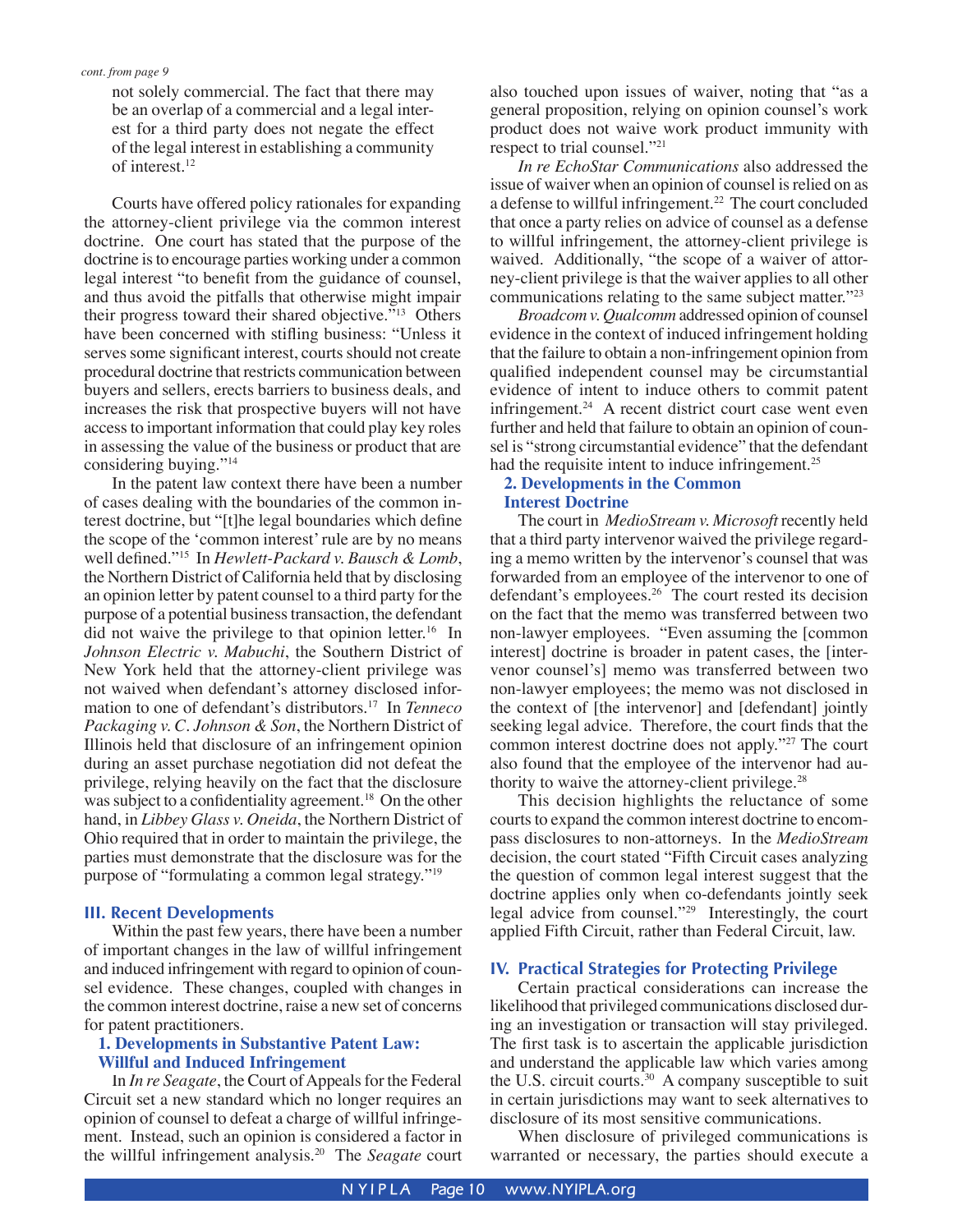*cont. from page 9*

> not solely commercial. The fact that there may be an overlap of a commercial and a legal interest for a third party does not negate the effect of the legal interest in establishing a community of interest.[12]

Courts have offered policy rationales for expanding the attorney-client privilege via the common interest doctrine. One court has stated that the purpose of the doctrine is to encourage parties working under a common legal interest "to benefit from the guidance of counsel, and thus avoid the pitfalls that otherwise might impair their progress toward their shared objective."[13] Others have been concerned with stifling business: "Unless it serves some significant interest, courts should not create procedural doctrine that restricts communication between buyers and sellers, erects barriers to business deals, and increases the risk that prospective buyers will not have access to important information that could play key roles in assessing the value of the business or product that are considering buying."[14]

In the patent law context there have been a number of cases dealing with the boundaries of the common interest doctrine, but "[t]he legal boundaries which define the scope of the 'common interest' rule are by no means well defined."[15] In *Hewlett-Packard v. Bausch & Lomb*, the Northern District of California held that by disclosing an opinion letter by patent counsel to a third party for the purpose of a potential business transaction, the defendant did not waive the privilege to that opinion letter.[16] In *Johnson Electric v. Mabuchi*, the Southern District of New York held that the attorney-client privilege was not waived when defendant's attorney disclosed information to one of defendant's distributors.[17] In *Tenneco Packaging v. C. Johnson & Son*, the Northern District of Illinois held that disclosure of an infringement opinion during an asset purchase negotiation did not defeat the privilege, relying heavily on the fact that the disclosure was subject to a confidentiality agreement.[18] On the other hand, in *Libbey Glass v. Oneida*, the Northern District of Ohio required that in order to maintain the privilege, the parties must demonstrate that the disclosure was for the purpose of "formulating a common legal strategy."[19]

## III. Recent Developments

Within the past few years, there have been a number of important changes in the law of willful infringement and induced infringement with regard to opinion of counsel evidence. These changes, coupled with changes in the common interest doctrine, raise a new set of concerns for patent practitioners.

### 1. Developments in Substantive Patent Law: Willful and Induced Infringement

In *In re Seagate*, the Court of Appeals for the Federal Circuit set a new standard which no longer requires an opinion of counsel to defeat a charge of willful infringement. Instead, such an opinion is considered a factor in the willful infringement analysis.[20] The *Seagate* court also touched upon issues of waiver, noting that "as a general proposition, relying on opinion counsel's work product does not waive work product immunity with respect to trial counsel."[21]

*In re EchoStar Communications* also addressed the issue of waiver when an opinion of counsel is relied on as a defense to willful infringement.[22] The court concluded that once a party relies on advice of counsel as a defense to willful infringement, the attorney-client privilege is waived. Additionally, "the scope of a waiver of attorney-client privilege is that the waiver applies to all other communications relating to the same subject matter."[23]

*Broadcom v. Qualcomm* addressed opinion of counsel evidence in the context of induced infringement holding that the failure to obtain a non-infringement opinion from qualified independent counsel may be circumstantial evidence of intent to induce others to commit patent infringement.[24] A recent district court case went even further and held that failure to obtain an opinion of counsel is "strong circumstantial evidence" that the defendant had the requisite intent to induce infringement.[25]

### 2. Developments in the Common Interest Doctrine

The court in *MedioStream v. Microsoft* recently held that a third party intervenor waived the privilege regarding a memo written by the intervenor's counsel that was forwarded from an employee of the intervenor to one of defendant's employees.[26] The court rested its decision on the fact that the memo was transferred between two non-lawyer employees. "Even assuming the [common interest] doctrine is broader in patent cases, the [intervenor counsel's] memo was transferred between two non-lawyer employees; the memo was not disclosed in the context of [the intervenor] and [defendant] jointly seeking legal advice. Therefore, the court finds that the common interest doctrine does not apply."[27] The court also found that the employee of the intervenor had authority to waive the attorney-client privilege.[28]

This decision highlights the reluctance of some courts to expand the common interest doctrine to encompass disclosures to non-attorneys. In the *MedioStream* decision, the court stated "Fifth Circuit cases analyzing the question of common legal interest suggest that the doctrine applies only when co-defendants jointly seek legal advice from counsel."[29] Interestingly, the court applied Fifth Circuit, rather than Federal Circuit, law.

## IV. Practical Strategies for Protecting Privilege

Certain practical considerations can increase the likelihood that privileged communications disclosed during an investigation or transaction will stay privileged. The first task is to ascertain the applicable jurisdiction and understand the applicable law which varies among the U.S. circuit courts.[30] A company susceptible to suit in certain jurisdictions may want to seek alternatives to disclosure of its most sensitive communications.

When disclosure of privileged communications is warranted or necessary, the parties should execute a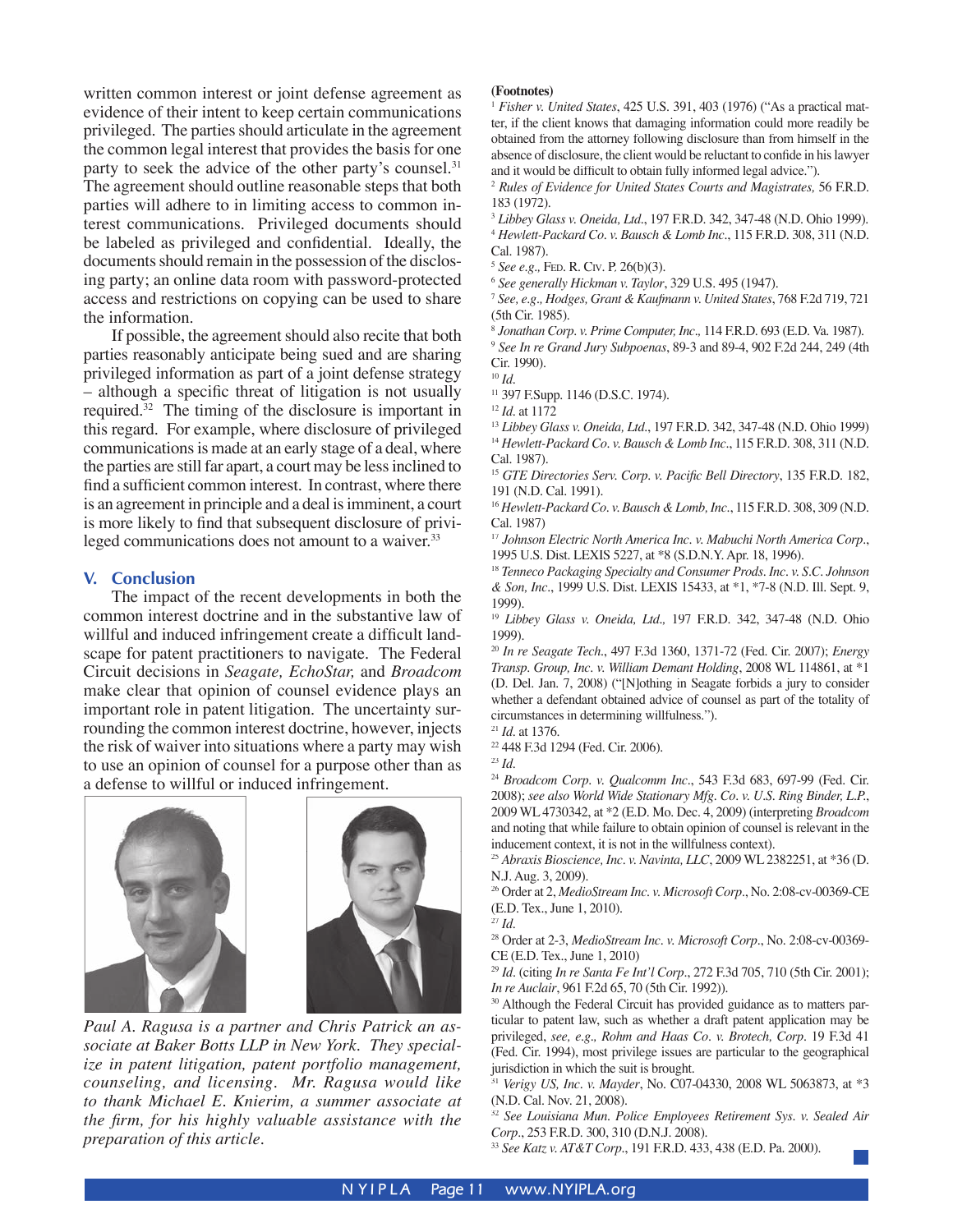written common interest or joint defense agreement as evidence of their intent to keep certain communications privileged. The parties should articulate in the agreement the common legal interest that provides the basis for one party to seek the advice of the other party's counsel.[31] The agreement should outline reasonable steps that both parties will adhere to in limiting access to common interest communications. Privileged documents should be labeled as privileged and confidential. Ideally, the documents should remain in the possession of the disclosing party; an online data room with password-protected access and restrictions on copying can be used to share the information.

If possible, the agreement should also recite that both parties reasonably anticipate being sued and are sharing privileged information as part of a joint defense strategy – although a specific threat of litigation is not usually required.[32] The timing of the disclosure is important in this regard. For example, where disclosure of privileged communications is made at an early stage of a deal, where the parties are still far apart, a court may be less inclined to find a sufficient common interest. In contrast, where there is an agreement in principle and a deal is imminent, a court is more likely to find that subsequent disclosure of privileged communications does not amount to a waiver.[33]

## V. Conclusion

The impact of the recent developments in both the common interest doctrine and in the substantive law of willful and induced infringement create a difficult landscape for patent practitioners to navigate. The Federal Circuit decisions in *Seagate, EchoStar,* and *Broadcom* make clear that opinion of counsel evidence plays an important role in patent litigation. The uncertainty surrounding the common interest doctrine, however, injects the risk of waiver into situations where a party may wish to use an opinion of counsel for a purpose other than as a defense to willful or induced infringement.

*Paul A. Ragusa is a partner and Chris Patrick an associate at Baker Botts LLP in New York. They specialize in patent litigation, patent portfolio management, counseling, and licensing. Mr. Ragusa would like to thank Michael E. Knierim, a summer associate at the firm, for his highly valuable assistance with the preparation of this article.*

**(Footnotes)**

[1] *Fisher v. United States*, 425 U.S. 391, 403 (1976) ("As a practical matter, if the client knows that damaging information could more readily be obtained from the attorney following disclosure than from himself in the absence of disclosure, the client would be reluctant to confide in his lawyer and it would be difficult to obtain fully informed legal advice.").

[2] *Rules of Evidence for United States Courts and Magistrates,* 56 F.R.D. 183 (1972).

[3] *Libbey Glass v. Oneida, Ltd*., 197 F.R.D. 342, 347-48 (N.D. Ohio 1999).

[4] *Hewlett-Packard Co. v. Bausch & Lomb Inc*., 115 F.R.D. 308, 311 (N.D. Cal. 1987).

[5] *See e.g.,* Fed. R. Civ. P. 26(b)(3).

[6] *See generally Hickman v. Taylor*, 329 U.S. 495 (1947).

[7] *See, e.g*., *Hodges, Grant & Kaufmann v. United States*, 768 F.2d 719, 721 (5th Cir. 1985).

[8] *Jonathan Corp. v. Prime Computer, Inc.,* 114 F.R.D. 693 (E.D. Va. 1987).

[9] *See In re Grand Jury Subpoenas*, 89-3 and 89-4, 902 F.2d 244, 249 (4th Cir. 1990).

[10] *Id*.

[11] 397 F.Supp. 1146 (D.S.C. 1974).

[12] *Id*. at 1172

[13] *Libbey Glass v. Oneida, Ltd*., 197 F.R.D. 342, 347-48 (N.D. Ohio 1999)

[14] *Hewlett-Packard Co. v. Bausch & Lomb Inc*., 115 F.R.D. 308, 311 (N.D. Cal. 1987).

[15] *GTE Directories Serv. Corp. v. Pacific Bell Directory*, 135 F.R.D. 182, 191 (N.D. Cal. 1991).

[16] *Hewlett-Packard Co. v. Bausch & Lomb, Inc*., 115 F.R.D. 308, 309 (N.D. Cal. 1987)

[17] *Johnson Electric North America Inc. v. Mabuchi North America Corp*., 1995 U.S. Dist. LEXIS 5227, at *8 (S.D.N.Y. Apr. 18, 1996).

[18] *Tenneco Packaging Specialty and Consumer Prods. Inc. v. S.C. Johnson & Son, Inc*., 1999 U.S. Dist. LEXIS 15433, at *1, *7-8 (N.D. Ill. Sept. 9, 1999).

[19] *Libbey Glass v. Oneida, Ltd.,* 197 F.R.D. 342, 347-48 (N.D. Ohio 1999).

[20] *In re Seagate Tech*., 497 F.3d 1360, 1371-72 (Fed. Cir. 2007); *Energy Transp. Group, Inc. v. William Demant Holding*, 2008 WL 114861, at *1 (D. Del. Jan. 7, 2008) ("[N]othing in Seagate forbids a jury to consider whether a defendant obtained advice of counsel as part of the totality of circumstances in determining willfulness.").

[21] *Id*. at 1376.

[22] 448 F.3d 1294 (Fed. Cir. 2006).

[23] *Id*.

[24] *Broadcom Corp. v. Qualcomm Inc*., 543 F.3d 683, 697-99 (Fed. Cir. 2008); *see also World Wide Stationary Mfg. Co. v. U.S. Ring Binder, L.P*., 2009 WL 4730342, at *2 (E.D. Mo. Dec. 4, 2009) (interpreting *Broadcom* and noting that while failure to obtain opinion of counsel is relevant in the inducement context, it is not in the willfulness context).

[25] *Abraxis Bioscience, Inc. v. Navinta, LLC*, 2009 WL 2382251, at *36 (D. N.J. Aug. 3, 2009).

[26] Order at 2, *MedioStream Inc. v. Microsoft Corp*., No. 2:08-cv-00369-CE (E.D. Tex., June 1, 2010).

[27] *Id*.

[28] Order at 2-3, *MedioStream Inc. v. Microsoft Corp*., No. 2:08-cv-00369-CE (E.D. Tex., June 1, 2010)

[29] *Id*. (citing *In re Santa Fe Int'l Corp*., 272 F.3d 705, 710 (5th Cir. 2001); *In re Auclair*, 961 F.2d 65, 70 (5th Cir. 1992)).

[30] Although the Federal Circuit has provided guidance as to matters particular to patent law, such as whether a draft patent application may be privileged, *see, e.g., Rohm and Haas Co. v. Brotech, Corp.* 19 F.3d 41 (Fed. Cir. 1994), most privilege issues are particular to the geographical jurisdiction in which the suit is brought.

[31] *Verigy US, Inc. v. Mayder*, No. C07-04330, 2008 WL 5063873, at *3 (N.D. Cal. Nov. 21, 2008).

[32] *See Louisiana Mun. Police Employees Retirement Sys. v. Sealed Air Corp*., 253 F.R.D. 300, 310 (D.N.J. 2008).

[33] *See Katz v. AT&T Corp*., 191 F.R.D. 433, 438 (E.D. Pa. 2000).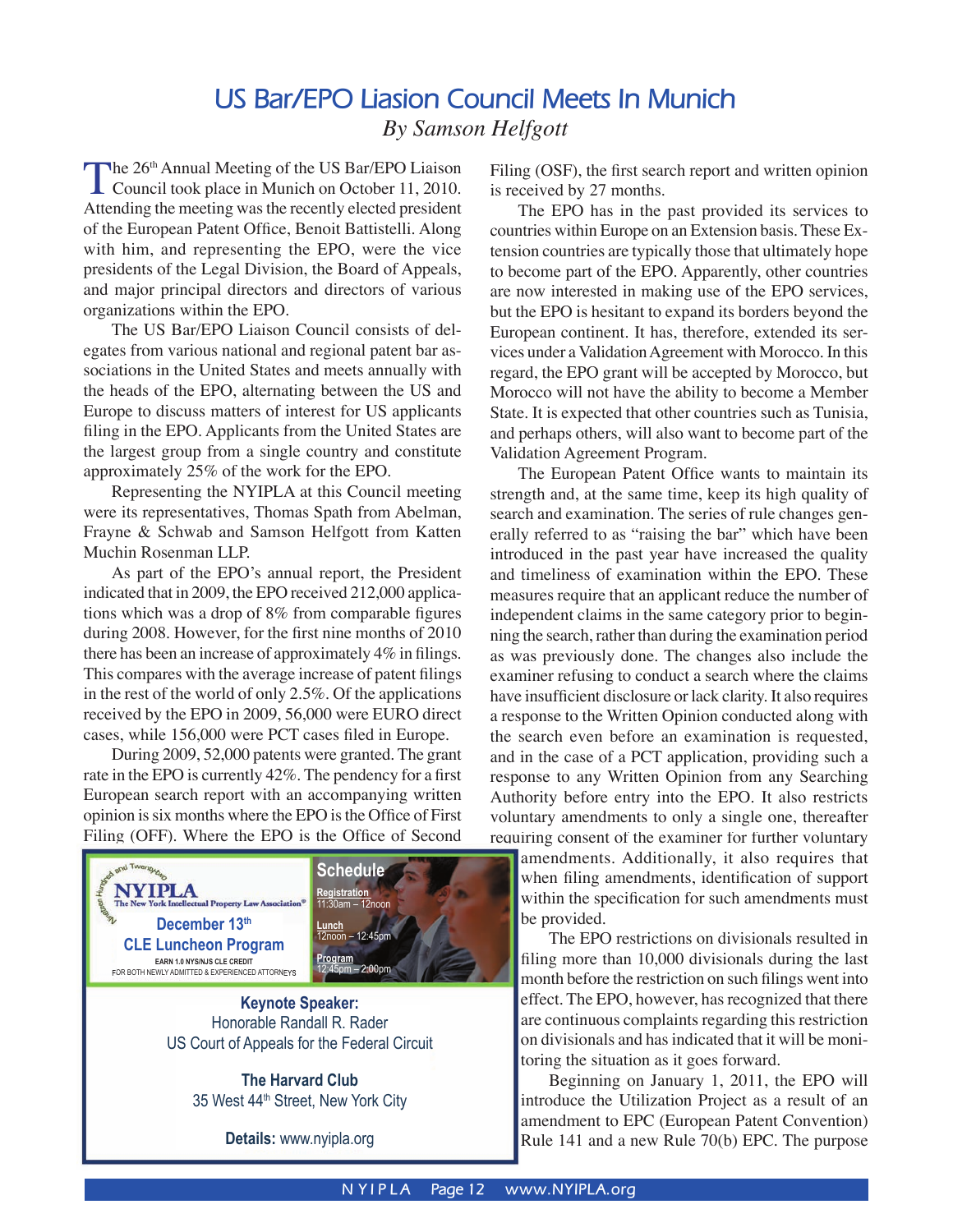# US Bar/EPO Liasion Council Meets In Munich

*By Samson Helfgott*

The 26th Annual Meeting of the US Bar/EPO Liaison Council took place in Munich on October 11, 2010. Attending the meeting was the recently elected president of the European Patent Office, Benoit Battistelli. Along with him, and representing the EPO, were the vice presidents of the Legal Division, the Board of Appeals, and major principal directors and directors of various organizations within the EPO.

The US Bar/EPO Liaison Council consists of delegates from various national and regional patent bar associations in the United States and meets annually with the heads of the EPO, alternating between the US and Europe to discuss matters of interest for US applicants filing in the EPO. Applicants from the United States are the largest group from a single country and constitute approximately 25% of the work for the EPO.

Representing the NYIPLA at this Council meeting were its representatives, Thomas Spath from Abelman, Frayne & Schwab and Samson Helfgott from Katten Muchin Rosenman LLP.

As part of the EPO's annual report, the President indicated that in 2009, the EPO received 212,000 applications which was a drop of 8% from comparable figures during 2008. However, for the first nine months of 2010 there has been an increase of approximately 4% in filings. This compares with the average increase of patent filings in the rest of the world of only 2.5%. Of the applications received by the EPO in 2009, 56,000 were EURO direct cases, while 156,000 were PCT cases filed in Europe.

During 2009, 52,000 patents were granted. The grant rate in the EPO is currently 42%. The pendency for a first European search report with an accompanying written opinion is six months where the EPO is the Office of First Filing (OFF). Where the EPO is the Office of Second Filing (OSF), the first search report and written opinion is received by 27 months.

The EPO has in the past provided its services to countries within Europe on an Extension basis. These Extension countries are typically those that ultimately hope to become part of the EPO. Apparently, other countries are now interested in making use of the EPO services, but the EPO is hesitant to expand its borders beyond the European continent. It has, therefore, extended its services under a Validation Agreement with Morocco. In this regard, the EPO grant will be accepted by Morocco, but Morocco will not have the ability to become a Member State. It is expected that other countries such as Tunisia, and perhaps others, will also want to become part of the Validation Agreement Program.

The European Patent Office wants to maintain its strength and, at the same time, keep its high quality of search and examination. The series of rule changes generally referred to as "raising the bar" which have been introduced in the past year have increased the quality and timeliness of examination within the EPO. These measures require that an applicant reduce the number of independent claims in the same category prior to beginning the search, rather than during the examination period as was previously done. The changes also include the examiner refusing to conduct a search where the claims have insufficient disclosure or lack clarity. It also requires a response to the Written Opinion conducted along with the search even before an examination is requested, and in the case of a PCT application, providing such a response to any Written Opinion from any Searching Authority before entry into the EPO. It also restricts voluntary amendments to only a single one, thereafter requiring consent of the examiner for further voluntary amendments. Additionally, it also requires that when filing amendments, identification of support within the specification for such amendments must be provided.

The EPO restrictions on divisionals resulted in filing more than 10,000 divisionals during the last month before the restriction on such filings went into effect. The EPO, however, has recognized that there are continuous complaints regarding this restriction on divisionals and has indicated that it will be monitoring the situation as it goes forward.

Beginning on January 1, 2011, the EPO will introduce the Utilization Project as a result of an amendment to EPC (European Patent Convention) Rule 141 and a new Rule 70(b) EPC. The purpose

---

**NYIPLA** — The New York Intellectual Property Law Association

**December 13th**
**CLE Luncheon Program**
EARN 1.0 NYS/NJS CLE CREDIT
FOR BOTH NEWLY ADMITTED & EXPERIENCED ATTORNEYS

**Schedule**
Registration: 11:30am – 12noon
Lunch: 12noon – 12:45pm
Program: 12:45pm – 2:00pm

**Keynote Speaker:**
Honorable Randall R. Rader
US Court of Appeals for the Federal Circuit

**The Harvard Club**
35 West 44th Street, New York City

**Details:** www.nyipla.org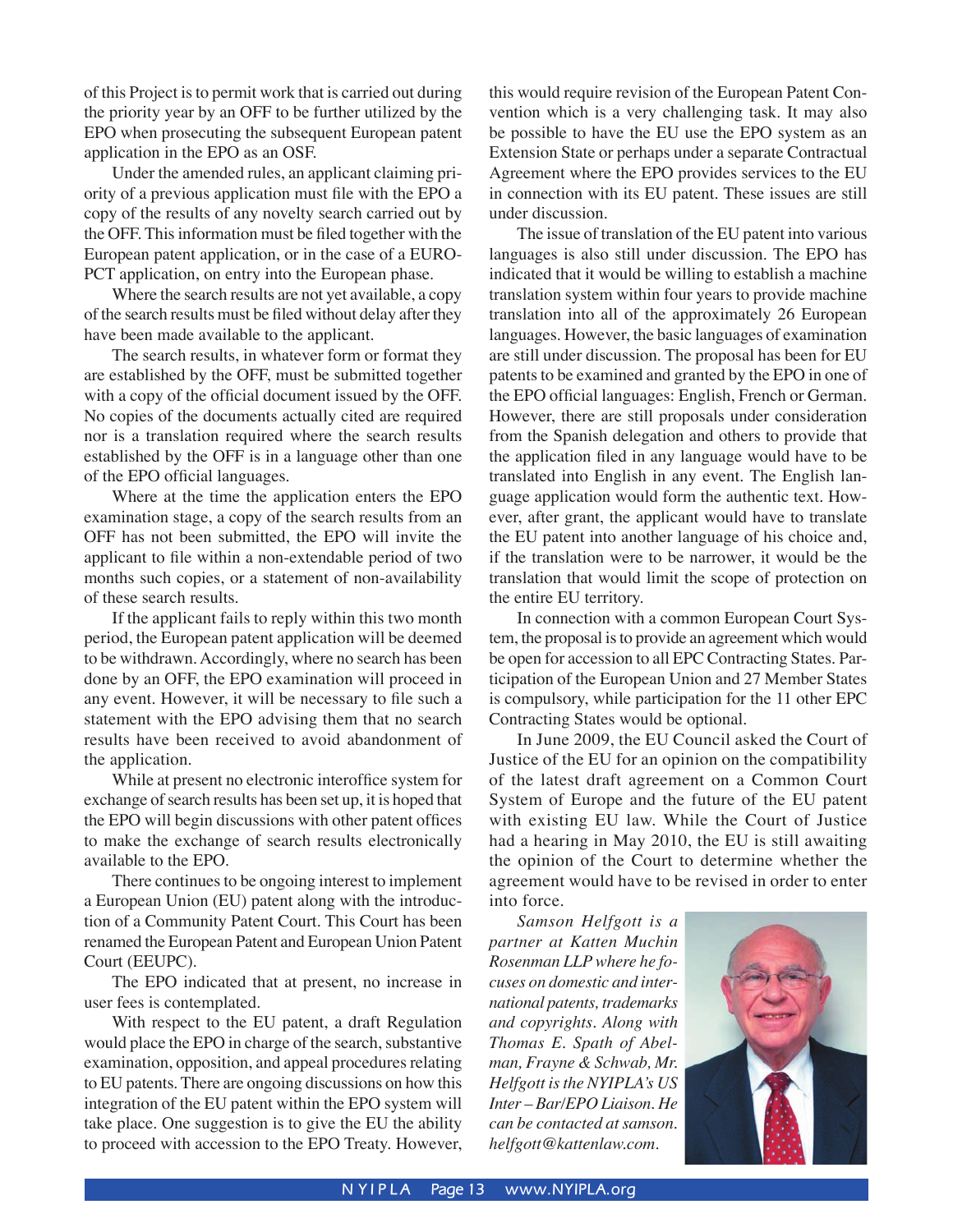of this Project is to permit work that is carried out during the priority year by an OFF to be further utilized by the EPO when prosecuting the subsequent European patent application in the EPO as an OSF.

Under the amended rules, an applicant claiming priority of a previous application must file with the EPO a copy of the results of any novelty search carried out by the OFF. This information must be filed together with the European patent application, or in the case of a EURO-PCT application, on entry into the European phase.

Where the search results are not yet available, a copy of the search results must be filed without delay after they have been made available to the applicant.

The search results, in whatever form or format they are established by the OFF, must be submitted together with a copy of the official document issued by the OFF. No copies of the documents actually cited are required nor is a translation required where the search results established by the OFF is in a language other than one of the EPO official languages.

Where at the time the application enters the EPO examination stage, a copy of the search results from an OFF has not been submitted, the EPO will invite the applicant to file within a non-extendable period of two months such copies, or a statement of non-availability of these search results.

If the applicant fails to reply within this two month period, the European patent application will be deemed to be withdrawn. Accordingly, where no search has been done by an OFF, the EPO examination will proceed in any event. However, it will be necessary to file such a statement with the EPO advising them that no search results have been received to avoid abandonment of the application.

While at present no electronic interoffice system for exchange of search results has been set up, it is hoped that the EPO will begin discussions with other patent offices to make the exchange of search results electronically available to the EPO.

There continues to be ongoing interest to implement a European Union (EU) patent along with the introduction of a Community Patent Court. This Court has been renamed the European Patent and European Union Patent Court (EEUPC).

The EPO indicated that at present, no increase in user fees is contemplated.

With respect to the EU patent, a draft Regulation would place the EPO in charge of the search, substantive examination, opposition, and appeal procedures relating to EU patents. There are ongoing discussions on how this integration of the EU patent within the EPO system will take place. One suggestion is to give the EU the ability to proceed with accession to the EPO Treaty. However, this would require revision of the European Patent Convention which is a very challenging task. It may also be possible to have the EU use the EPO system as an Extension State or perhaps under a separate Contractual Agreement where the EPO provides services to the EU in connection with its EU patent. These issues are still under discussion.

The issue of translation of the EU patent into various languages is also still under discussion. The EPO has indicated that it would be willing to establish a machine translation system within four years to provide machine translation into all of the approximately 26 European languages. However, the basic languages of examination are still under discussion. The proposal has been for EU patents to be examined and granted by the EPO in one of the EPO official languages: English, French or German. However, there are still proposals under consideration from the Spanish delegation and others to provide that the application filed in any language would have to be translated into English in any event. The English language application would form the authentic text. However, after grant, the applicant would have to translate the EU patent into another language of his choice and, if the translation were to be narrower, it would be the translation that would limit the scope of protection on the entire EU territory.

In connection with a common European Court System, the proposal is to provide an agreement which would be open for accession to all EPC Contracting States. Participation of the European Union and 27 Member States is compulsory, while participation for the 11 other EPC Contracting States would be optional.

In June 2009, the EU Council asked the Court of Justice of the EU for an opinion on the compatibility of the latest draft agreement on a Common Court System of Europe and the future of the EU patent with existing EU law. While the Court of Justice had a hearing in May 2010, the EU is still awaiting the opinion of the Court to determine whether the agreement would have to be revised in order to enter into force.

*Samson Helfgott is a partner at Katten Muchin Rosenman LLP where he focuses on domestic and international patents, trademarks and copyrights. Along with Thomas E. Spath of Abelman, Frayne & Schwab, Mr. Helfgott is the NYIPLA's US Inter – Bar/EPO Liaison. He can be contacted at samson.helfgott@kattenlaw.com.*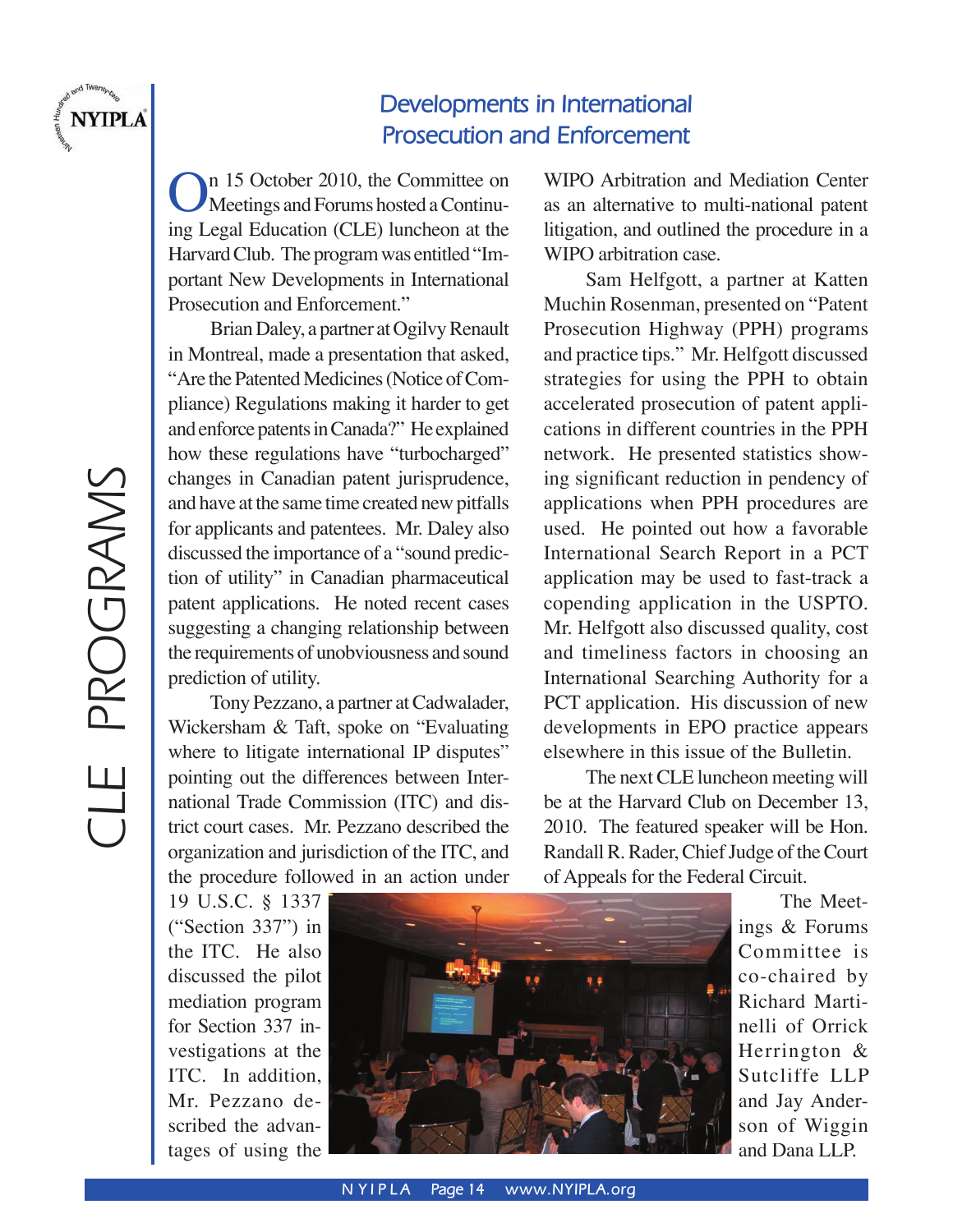# Developments in International Prosecution and Enforcement

On 15 October 2010, the Committee on Meetings and Forums hosted a Continuing Legal Education (CLE) luncheon at the Harvard Club. The program was entitled "Important New Developments in International Prosecution and Enforcement."

Brian Daley, a partner at Ogilvy Renault in Montreal, made a presentation that asked, "Are the Patented Medicines (Notice of Compliance) Regulations making it harder to get and enforce patents in Canada?" He explained how these regulations have "turbocharged" changes in Canadian patent jurisprudence, and have at the same time created new pitfalls for applicants and patentees. Mr. Daley also discussed the importance of a "sound prediction of utility" in Canadian pharmaceutical patent applications. He noted recent cases suggesting a changing relationship between the requirements of unobviousness and sound prediction of utility.

Tony Pezzano, a partner at Cadwalader, Wickersham & Taft, spoke on "Evaluating where to litigate international IP disputes" pointing out the differences between International Trade Commission (ITC) and district court cases. Mr. Pezzano described the organization and jurisdiction of the ITC, and the procedure followed in an action under 19 U.S.C. § 1337 ("Section 337") in the ITC. He also discussed the pilot mediation program for Section 337 investigations at the ITC. In addition, Mr. Pezzano described the advantages of using the WIPO Arbitration and Mediation Center as an alternative to multi-national patent litigation, and outlined the procedure in a WIPO arbitration case.

Sam Helfgott, a partner at Katten Muchin Rosenman, presented on "Patent Prosecution Highway (PPH) programs and practice tips." Mr. Helfgott discussed strategies for using the PPH to obtain accelerated prosecution of patent applications in different countries in the PPH network. He presented statistics showing significant reduction in pendency of applications when PPH procedures are used. He pointed out how a favorable International Search Report in a PCT application may be used to fast-track a copending application in the USPTO. Mr. Helfgott also discussed quality, cost and timeliness factors in choosing an International Searching Authority for a PCT application. His discussion of new developments in EPO practice appears elsewhere in this issue of the Bulletin.

The next CLE luncheon meeting will be at the Harvard Club on December 13, 2010. The featured speaker will be Hon. Randall R. Rader, Chief Judge of the Court of Appeals for the Federal Circuit.

The Meetings & Forums Committee is co-chaired by Richard Martinelli of Orrick Herrington & Sutcliffe LLP and Jay Anderson of Wiggin and Dana LLP.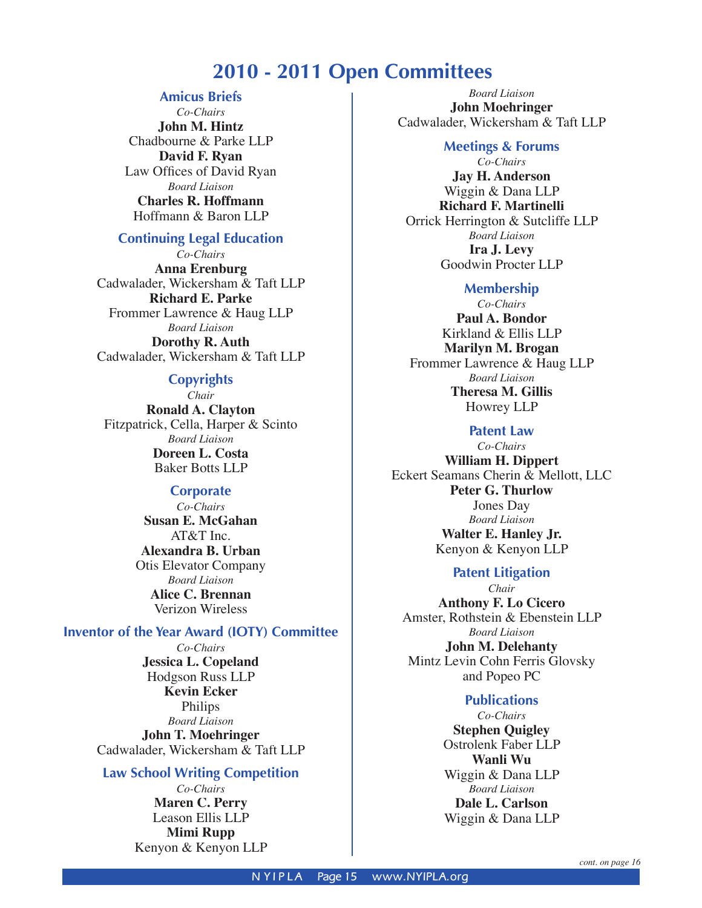# 2010 - 2011 Open Committees

### Amicus Briefs

*Co-Chairs*

**John M. Hintz**
Chadbourne & Parke LLP

**David F. Ryan**
Law Offices of David Ryan

*Board Liaison*

**Charles R. Hoffmann**
Hoffmann & Baron LLP

### Continuing Legal Education

*Co-Chairs*

**Anna Erenburg**
Cadwalader, Wickersham & Taft LLP

**Richard E. Parke**
Frommer Lawrence & Haug LLP

*Board Liaison*

**Dorothy R. Auth**
Cadwalader, Wickersham & Taft LLP

### Copyrights

*Chair*

**Ronald A. Clayton**
Fitzpatrick, Cella, Harper & Scinto

*Board Liaison*

**Doreen L. Costa**
Baker Botts LLP

### Corporate

*Co-Chairs*

**Susan E. McGahan**
AT&T Inc.

**Alexandra B. Urban**
Otis Elevator Company

*Board Liaison*

**Alice C. Brennan**
Verizon Wireless

### Inventor of the Year Award (IOTY) Committee

*Co-Chairs*

**Jessica L. Copeland**
Hodgson Russ LLP

**Kevin Ecker**
Philips

*Board Liaison*

**John T. Moehringer**
Cadwalader, Wickersham & Taft LLP

### Law School Writing Competition

*Co-Chairs*

**Maren C. Perry**
Leason Ellis LLP

**Mimi Rupp**
Kenyon & Kenyon LLP

*Board Liaison*

**John Moehringer**
Cadwalader, Wickersham & Taft LLP

### Meetings & Forums

*Co-Chairs*

**Jay H. Anderson**
Wiggin & Dana LLP

**Richard F. Martinelli**
Orrick Herrington & Sutcliffe LLP

*Board Liaison*

**Ira J. Levy**
Goodwin Procter LLP

### Membership

*Co-Chairs*

**Paul A. Bondor**
Kirkland & Ellis LLP

**Marilyn M. Brogan**
Frommer Lawrence & Haug LLP

*Board Liaison*

**Theresa M. Gillis**
Howrey LLP

### Patent Law

*Co-Chairs*

**William H. Dippert**
Eckert Seamans Cherin & Mellott, LLC

**Peter G. Thurlow**
Jones Day

*Board Liaison*

**Walter E. Hanley Jr.**
Kenyon & Kenyon LLP

### Patent Litigation

*Chair*

**Anthony F. Lo Cicero**
Amster, Rothstein & Ebenstein LLP

*Board Liaison*

**John M. Delehanty**
Mintz Levin Cohn Ferris Glovsky and Popeo PC

### Publications

*Co-Chairs*

**Stephen Quigley**
Ostrolenk Faber LLP

**Wanli Wu**
Wiggin & Dana LLP

*Board Liaison*

**Dale L. Carlson**
Wiggin & Dana LLP

*cont. on page 16*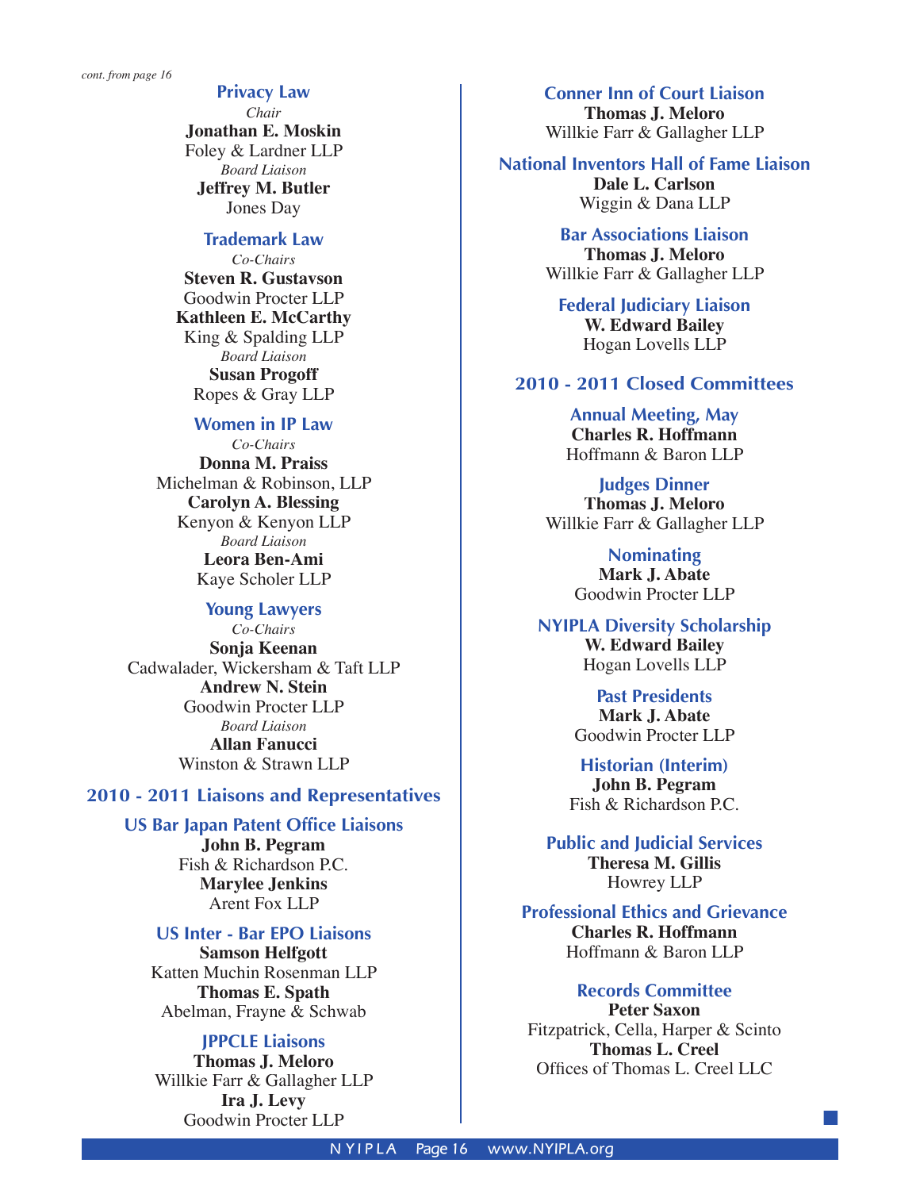*cont. from page 16*

### Privacy Law

*Chair*
**Jonathan E. Moskin**
Foley & Lardner LLP
*Board Liaison*
**Jeffrey M. Butler**
Jones Day

### Trademark Law

*Co-Chairs*
**Steven R. Gustavson**
Goodwin Procter LLP
**Kathleen E. McCarthy**
King & Spalding LLP
*Board Liaison*
**Susan Progoff**
Ropes & Gray LLP

### Women in IP Law

*Co-Chairs*
**Donna M. Praiss**
Michelman & Robinson, LLP
**Carolyn A. Blessing**
Kenyon & Kenyon LLP
*Board Liaison*
**Leora Ben-Ami**
Kaye Scholer LLP

### Young Lawyers

*Co-Chairs*
**Sonja Keenan**
Cadwalader, Wickersham & Taft LLP
**Andrew N. Stein**
Goodwin Procter LLP
*Board Liaison*
**Allan Fanucci**
Winston & Strawn LLP

## 2010 - 2011 Liaisons and Representatives

### US Bar Japan Patent Office Liaisons

**John B. Pegram**
Fish & Richardson P.C.
**Marylee Jenkins**
Arent Fox LLP

### US Inter - Bar EPO Liaisons

**Samson Helfgott**
Katten Muchin Rosenman LLP
**Thomas E. Spath**
Abelman, Frayne & Schwab

### JPPCLE Liaisons

**Thomas J. Meloro**
Willkie Farr & Gallagher LLP
**Ira J. Levy**
Goodwin Procter LLP

### Conner Inn of Court Liaison

**Thomas J. Meloro**
Willkie Farr & Gallagher LLP

### National Inventors Hall of Fame Liaison

**Dale L. Carlson**
Wiggin & Dana LLP

### Bar Associations Liaison

**Thomas J. Meloro**
Willkie Farr & Gallagher LLP

### Federal Judiciary Liaison

**W. Edward Bailey**
Hogan Lovells LLP

## 2010 - 2011 Closed Committees

### Annual Meeting, May

**Charles R. Hoffmann**
Hoffmann & Baron LLP

### Judges Dinner

**Thomas J. Meloro**
Willkie Farr & Gallagher LLP

### Nominating

**Mark J. Abate**
Goodwin Procter LLP

### NYIPLA Diversity Scholarship

**W. Edward Bailey**
Hogan Lovells LLP

### Past Presidents

**Mark J. Abate**
Goodwin Procter LLP

### Historian (Interim)

**John B. Pegram**
Fish & Richardson P.C.

### Public and Judicial Services

**Theresa M. Gillis**
Howrey LLP

### Professional Ethics and Grievance

**Charles R. Hoffmann**
Hoffmann & Baron LLP

### Records Committee

**Peter Saxon**
Fitzpatrick, Cella, Harper & Scinto
**Thomas L. Creel**
Offices of Thomas L. Creel LLC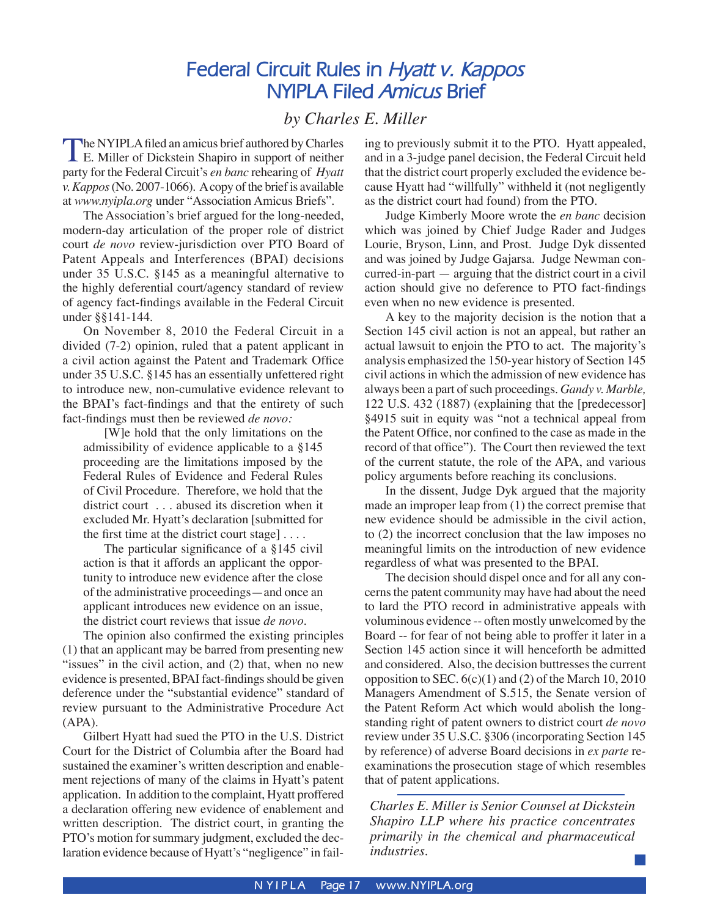# Federal Circuit Rules in *Hyatt v. Kappos* NYIPLA Filed *Amicus* Brief

### *by Charles E. Miller*

The NYIPLA filed an amicus brief authored by Charles E. Miller of Dickstein Shapiro in support of neither party for the Federal Circuit's *en banc* rehearing of *Hyatt v. Kappos* (No. 2007-1066). A copy of the brief is available at *www.nyipla.org* under "Association Amicus Briefs".

The Association's brief argued for the long-needed, modern-day articulation of the proper role of district court *de novo* review-jurisdiction over PTO Board of Patent Appeals and Interferences (BPAI) decisions under 35 U.S.C. §145 as a meaningful alternative to the highly deferential court/agency standard of review of agency fact-findings available in the Federal Circuit under §§141-144.

On November 8, 2010 the Federal Circuit in a divided (7-2) opinion, ruled that a patent applicant in a civil action against the Patent and Trademark Office under 35 U.S.C. §145 has an essentially unfettered right to introduce new, non-cumulative evidence relevant to the BPAI's fact-findings and that the entirety of such fact-findings must then be reviewed *de novo:*

> [W]e hold that the only limitations on the admissibility of evidence applicable to a §145 proceeding are the limitations imposed by the Federal Rules of Evidence and Federal Rules of Civil Procedure. Therefore, we hold that the district court . . . abused its discretion when it excluded Mr. Hyatt's declaration [submitted for the first time at the district court stage] . . . .
>
> The particular significance of a §145 civil action is that it affords an applicant the opportunity to introduce new evidence after the close of the administrative proceedings—and once an applicant introduces new evidence on an issue, the district court reviews that issue *de novo*.

The opinion also confirmed the existing principles (1) that an applicant may be barred from presenting new "issues" in the civil action, and (2) that, when no new evidence is presented, BPAI fact-findings should be given deference under the "substantial evidence" standard of review pursuant to the Administrative Procedure Act (APA).

Gilbert Hyatt had sued the PTO in the U.S. District Court for the District of Columbia after the Board had sustained the examiner's written description and enablement rejections of many of the claims in Hyatt's patent application. In addition to the complaint, Hyatt proffered a declaration offering new evidence of enablement and written description. The district court, in granting the PTO's motion for summary judgment, excluded the declaration evidence because of Hyatt's "negligence" in failing to previously submit it to the PTO. Hyatt appealed, and in a 3-judge panel decision, the Federal Circuit held that the district court properly excluded the evidence because Hyatt had "willfully" withheld it (not negligently as the district court had found) from the PTO.

Judge Kimberly Moore wrote the *en banc* decision which was joined by Chief Judge Rader and Judges Lourie, Bryson, Linn, and Prost. Judge Dyk dissented and was joined by Judge Gajarsa. Judge Newman concurred-in-part — arguing that the district court in a civil action should give no deference to PTO fact-findings even when no new evidence is presented.

A key to the majority decision is the notion that a Section 145 civil action is not an appeal, but rather an actual lawsuit to enjoin the PTO to act. The majority's analysis emphasized the 150-year history of Section 145 civil actions in which the admission of new evidence has always been a part of such proceedings. *Gandy v. Marble,* 122 U.S. 432 (1887) (explaining that the [predecessor] §4915 suit in equity was "not a technical appeal from the Patent Office, nor confined to the case as made in the record of that office"). The Court then reviewed the text of the current statute, the role of the APA, and various policy arguments before reaching its conclusions.

In the dissent, Judge Dyk argued that the majority made an improper leap from (1) the correct premise that new evidence should be admissible in the civil action, to (2) the incorrect conclusion that the law imposes no meaningful limits on the introduction of new evidence regardless of what was presented to the BPAI.

The decision should dispel once and for all any concerns the patent community may have had about the need to lard the PTO record in administrative appeals with voluminous evidence -- often mostly unwelcomed by the Board -- for fear of not being able to proffer it later in a Section 145 action since it will henceforth be admitted and considered. Also, the decision buttresses the current opposition to SEC. 6(c)(1) and (2) of the March 10, 2010 Managers Amendment of S.515, the Senate version of the Patent Reform Act which would abolish the longstanding right of patent owners to district court *de novo* review under 35 U.S.C. §306 (incorporating Section 145 by reference) of adverse Board decisions in *ex parte* reexaminations the prosecution stage of which resembles that of patent applications.

---

*Charles E. Miller is Senior Counsel at Dickstein Shapiro LLP where his practice concentrates primarily in the chemical and pharmaceutical industries.*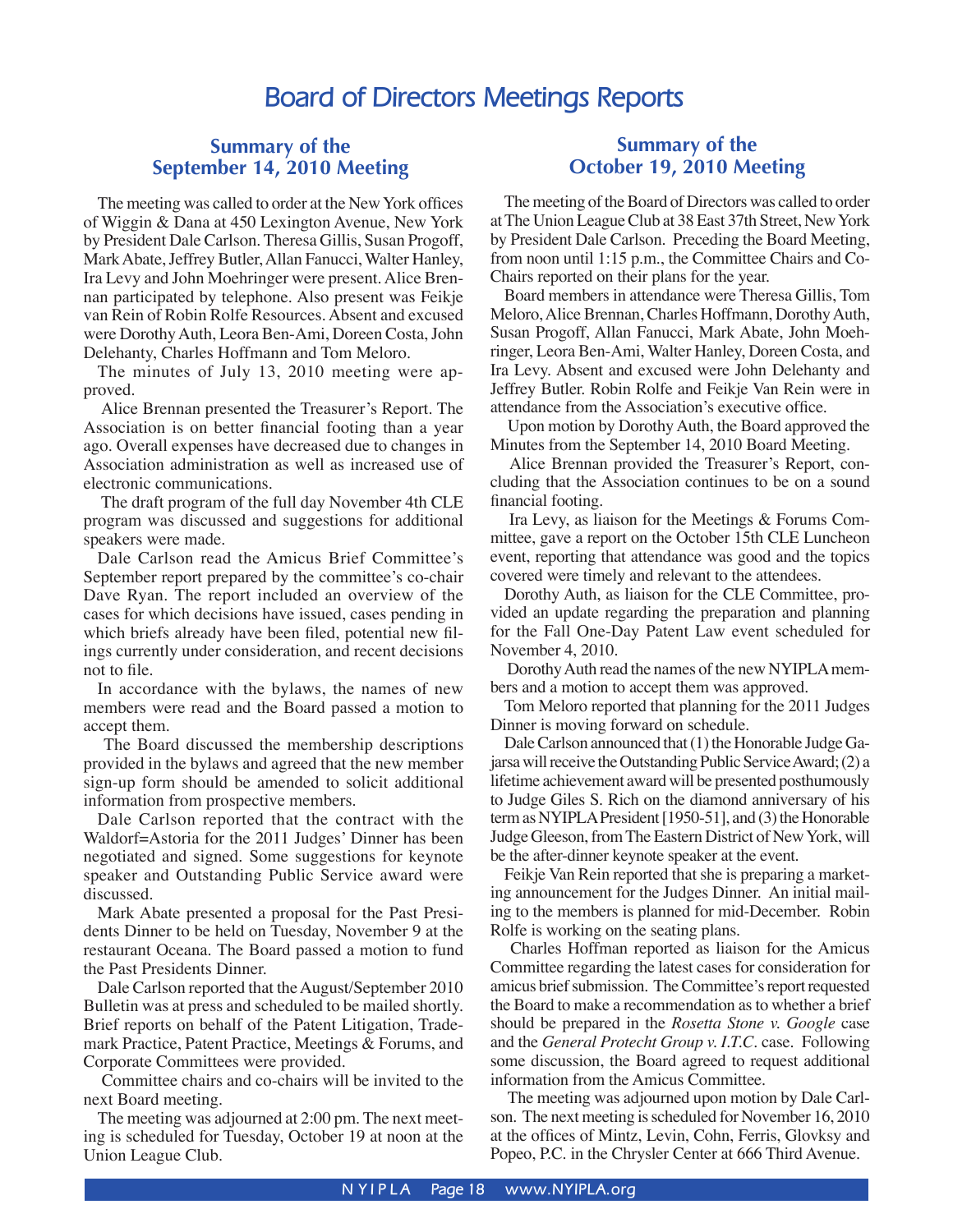# Board of Directors Meetings Reports

## Summary of the September 14, 2010 Meeting

The meeting was called to order at the New York offices of Wiggin & Dana at 450 Lexington Avenue, New York by President Dale Carlson. Theresa Gillis, Susan Progoff, Mark Abate, Jeffrey Butler, Allan Fanucci, Walter Hanley, Ira Levy and John Moehringer were present. Alice Brennan participated by telephone. Also present was Feikje van Rein of Robin Rolfe Resources. Absent and excused were Dorothy Auth, Leora Ben-Ami, Doreen Costa, John Delehanty, Charles Hoffmann and Tom Meloro.

The minutes of July 13, 2010 meeting were approved.

Alice Brennan presented the Treasurer's Report. The Association is on better financial footing than a year ago. Overall expenses have decreased due to changes in Association administration as well as increased use of electronic communications.

The draft program of the full day November 4th CLE program was discussed and suggestions for additional speakers were made.

Dale Carlson read the Amicus Brief Committee's September report prepared by the committee's co-chair Dave Ryan. The report included an overview of the cases for which decisions have issued, cases pending in which briefs already have been filed, potential new filings currently under consideration, and recent decisions not to file.

In accordance with the bylaws, the names of new members were read and the Board passed a motion to accept them.

The Board discussed the membership descriptions provided in the bylaws and agreed that the new member sign-up form should be amended to solicit additional information from prospective members.

Dale Carlson reported that the contract with the Waldorf=Astoria for the 2011 Judges' Dinner has been negotiated and signed. Some suggestions for keynote speaker and Outstanding Public Service award were discussed.

Mark Abate presented a proposal for the Past Presidents Dinner to be held on Tuesday, November 9 at the restaurant Oceana. The Board passed a motion to fund the Past Presidents Dinner.

Dale Carlson reported that the August/September 2010 Bulletin was at press and scheduled to be mailed shortly. Brief reports on behalf of the Patent Litigation, Trademark Practice, Patent Practice, Meetings & Forums, and Corporate Committees were provided.

Committee chairs and co-chairs will be invited to the next Board meeting.

The meeting was adjourned at 2:00 pm. The next meeting is scheduled for Tuesday, October 19 at noon at the Union League Club.

## Summary of the October 19, 2010 Meeting

The meeting of the Board of Directors was called to order at The Union League Club at 38 East 37th Street, New York by President Dale Carlson. Preceding the Board Meeting, from noon until 1:15 p.m., the Committee Chairs and Co-Chairs reported on their plans for the year.

Board members in attendance were Theresa Gillis, Tom Meloro, Alice Brennan, Charles Hoffmann, Dorothy Auth, Susan Progoff, Allan Fanucci, Mark Abate, John Moehringer, Leora Ben-Ami, Walter Hanley, Doreen Costa, and Ira Levy. Absent and excused were John Delehanty and Jeffrey Butler. Robin Rolfe and Feikje Van Rein were in attendance from the Association's executive office.

Upon motion by Dorothy Auth, the Board approved the Minutes from the September 14, 2010 Board Meeting.

Alice Brennan provided the Treasurer's Report, concluding that the Association continues to be on a sound financial footing.

Ira Levy, as liaison for the Meetings & Forums Committee, gave a report on the October 15th CLE Luncheon event, reporting that attendance was good and the topics covered were timely and relevant to the attendees.

Dorothy Auth, as liaison for the CLE Committee, provided an update regarding the preparation and planning for the Fall One-Day Patent Law event scheduled for November 4, 2010.

Dorothy Auth read the names of the new NYIPLA members and a motion to accept them was approved.

Tom Meloro reported that planning for the 2011 Judges Dinner is moving forward on schedule.

Dale Carlson announced that (1) the Honorable Judge Gajarsa will receive the Outstanding Public Service Award; (2) a lifetime achievement award will be presented posthumously to Judge Giles S. Rich on the diamond anniversary of his term as NYIPLA President [1950-51], and (3) the Honorable Judge Gleeson, from The Eastern District of New York, will be the after-dinner keynote speaker at the event.

Feikje Van Rein reported that she is preparing a marketing announcement for the Judges Dinner. An initial mailing to the members is planned for mid-December. Robin Rolfe is working on the seating plans.

Charles Hoffman reported as liaison for the Amicus Committee regarding the latest cases for consideration for amicus brief submission. The Committee's report requested the Board to make a recommendation as to whether a brief should be prepared in the *Rosetta Stone v. Google* case and the *General Protecht Group v. I.T.C*. case. Following some discussion, the Board agreed to request additional information from the Amicus Committee.

The meeting was adjourned upon motion by Dale Carlson. The next meeting is scheduled for November 16, 2010 at the offices of Mintz, Levin, Cohn, Ferris, Glovksy and Popeo, P.C. in the Chrysler Center at 666 Third Avenue.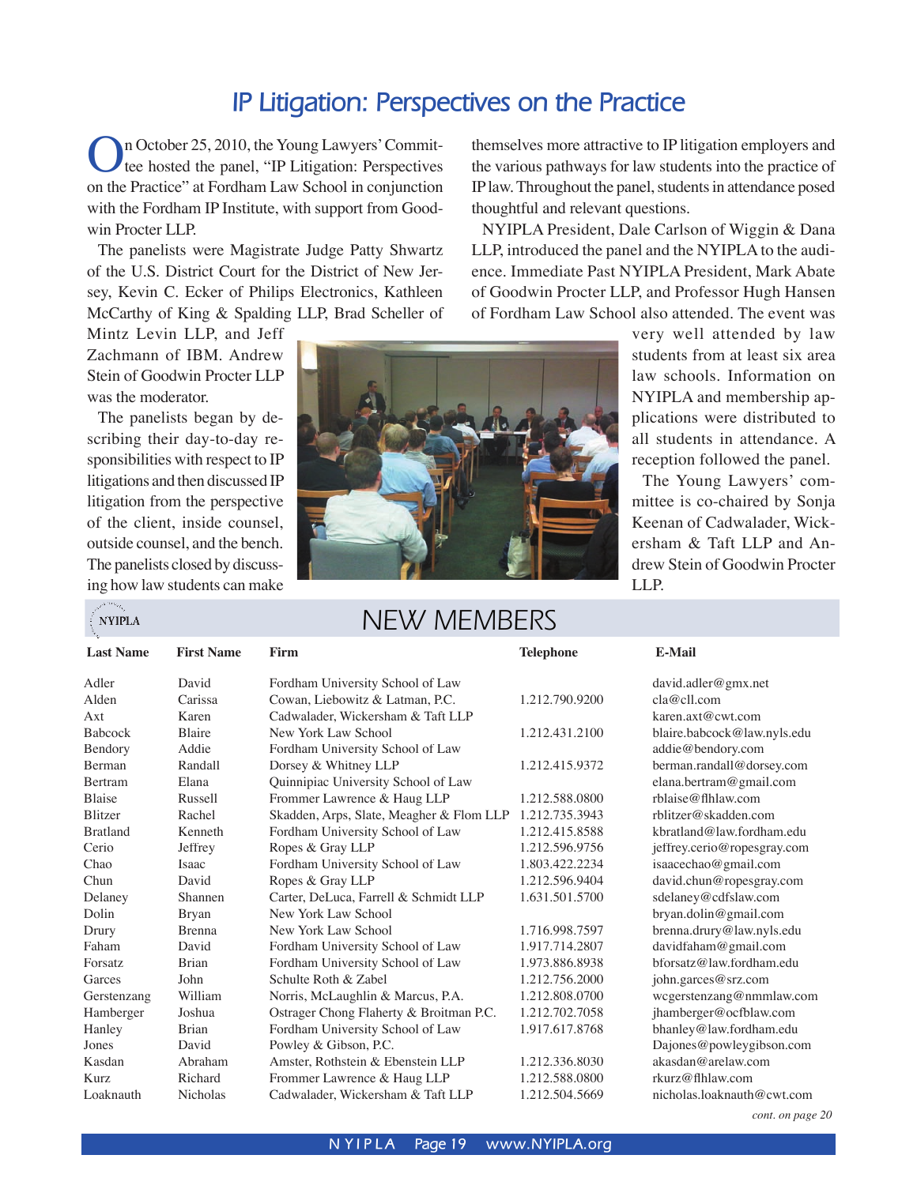# IP Litigation: Perspectives on the Practice

On October 25, 2010, the Young Lawyers' Committee hosted the panel, "IP Litigation: Perspectives on the Practice" at Fordham Law School in conjunction with the Fordham IP Institute, with support from Goodwin Procter LLP.

The panelists were Magistrate Judge Patty Shwartz of the U.S. District Court for the District of New Jersey, Kevin C. Ecker of Philips Electronics, Kathleen McCarthy of King & Spalding LLP, Brad Scheller of Mintz Levin LLP, and Jeff Zachmann of IBM. Andrew Stein of Goodwin Procter LLP was the moderator.

The panelists began by describing their day-to-day responsibilities with respect to IP litigations and then discussed IP litigation from the perspective of the client, inside counsel, outside counsel, and the bench. The panelists closed by discussing how law students can make themselves more attractive to IP litigation employers and the various pathways for law students into the practice of IP law. Throughout the panel, students in attendance posed thoughtful and relevant questions.

NYIPLA President, Dale Carlson of Wiggin & Dana LLP, introduced the panel and the NYIPLA to the audience. Immediate Past NYIPLA President, Mark Abate of Goodwin Procter LLP, and Professor Hugh Hansen of Fordham Law School also attended. The event was very well attended by law students from at least six area law schools. Information on NYIPLA and membership applications were distributed to all students in attendance. A reception followed the panel.

The Young Lawyers' committee is co-chaired by Sonja Keenan of Cadwalader, Wickersham & Taft LLP and Andrew Stein of Goodwin Procter LLP.

# NEW MEMBERS

| Last Name | First Name | Firm | Telephone | E-Mail |
|---|---|---|---|---|
| Adler | David | Fordham University School of Law | | david.adler@gmx.net |
| Alden | Carissa | Cowan, Liebowitz & Latman, P.C. | 1.212.790.9200 | cla@cll.com |
| Axt | Karen | Cadwalader, Wickersham & Taft LLP | | karen.axt@cwt.com |
| Babcock | Blaire | New York Law School | 1.212.431.2100 | blaire.babcock@law.nyls.edu |
| Bendory | Addie | Fordham University School of Law | | addie@bendory.com |
| Berman | Randall | Dorsey & Whitney LLP | 1.212.415.9372 | berman.randall@dorsey.com |
| Bertram | Elana | Quinnipiac University School of Law | | elana.bertram@gmail.com |
| Blaise | Russell | Frommer Lawrence & Haug LLP | 1.212.588.0800 | rblaise@flhlaw.com |
| Blitzer | Rachel | Skadden, Arps, Slate, Meagher & Flom LLP | 1.212.735.3943 | rblitzer@skadden.com |
| Bratland | Kenneth | Fordham University School of Law | 1.212.415.8588 | kbratland@law.fordham.edu |
| Cerio | Jeffrey | Ropes & Gray LLP | 1.212.596.9756 | jeffrey.cerio@ropesgray.com |
| Chao | Isaac | Fordham University School of Law | 1.803.422.2234 | isaacechao@gmail.com |
| Chun | David | Ropes & Gray LLP | 1.212.596.9404 | david.chun@ropesgray.com |
| Delaney | Shannen | Carter, DeLuca, Farrell & Schmidt LLP | 1.631.501.5700 | sdelaney@cdfslaw.com |
| Dolin | Bryan | New York Law School | | bryan.dolin@gmail.com |
| Drury | Brenna | New York Law School | 1.716.998.7597 | brenna.drury@law.nyls.edu |
| Faham | David | Fordham University School of Law | 1.917.714.2807 | davidfaham@gmail.com |
| Forsatz | Brian | Fordham University School of Law | 1.973.886.8938 | bforsatz@law.fordham.edu |
| Garces | John | Schulte Roth & Zabel | 1.212.756.2000 | john.garces@srz.com |
| Gerstenzang | William | Norris, McLaughlin & Marcus, P.A. | 1.212.808.0700 | wcgerstenzang@nmmlaw.com |
| Hamberger | Joshua | Ostrager Chong Flaherty & Broitman P.C. | 1.212.702.7058 | jhamberger@ocfblaw.com |
| Hanley | Brian | Fordham University School of Law | 1.917.617.8768 | bhanley@law.fordham.edu |
| Jones | David | Powley & Gibson, P.C. | | Dajones@powleygibson.com |
| Kasdan | Abraham | Amster, Rothstein & Ebenstein LLP | 1.212.336.8030 | akasdan@arelaw.com |
| Kurz | Richard | Frommer Lawrence & Haug LLP | 1.212.588.0800 | rkurz@flhlaw.com |
| Loaknauth | Nicholas | Cadwalader, Wickersham & Taft LLP | 1.212.504.5669 | nicholas.loaknauth@cwt.com |

*cont. on page 20*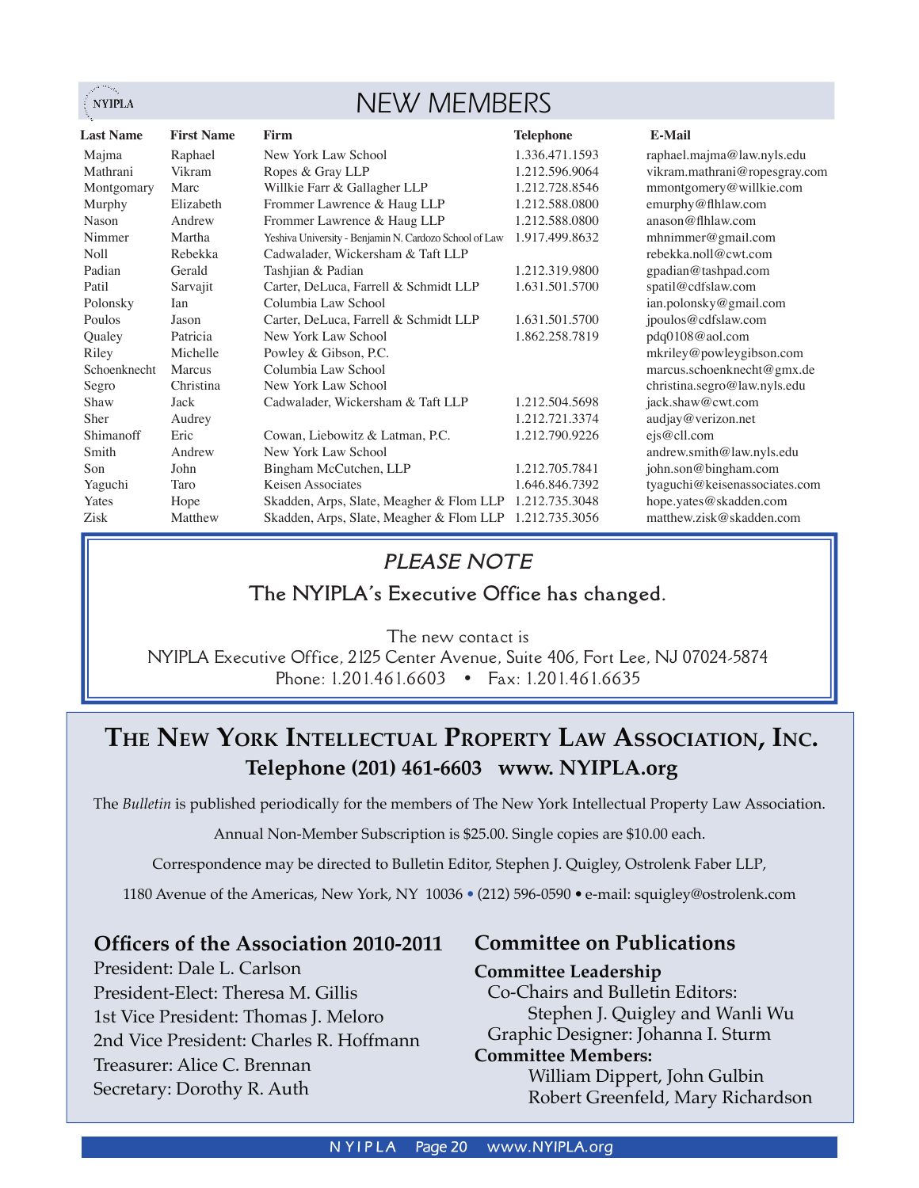NYIPLA

# NEW MEMBERS

| Last Name | First Name | Firm | Telephone | E-Mail |
|---|---|---|---|---|
| Majma | Raphael | New York Law School | 1.336.471.1593 | raphael.majma@law.nyls.edu |
| Mathrani | Vikram | Ropes & Gray LLP | 1.212.596.9064 | vikram.mathrani@ropesgray.com |
| Montgomary | Marc | Willkie Farr & Gallagher LLP | 1.212.728.8546 | mmontgomery@willkie.com |
| Murphy | Elizabeth | Frommer Lawrence & Haug LLP | 1.212.588.0800 | emurphy@flhlaw.com |
| Nason | Andrew | Frommer Lawrence & Haug LLP | 1.212.588.0800 | anason@flhlaw.com |
| Nimmer | Martha | Yeshiva University - Benjamin N. Cardozo School of Law | 1.917.499.8632 | mhnimmer@gmail.com |
| Noll | Rebekka | Cadwalader, Wickersham & Taft LLP | | rebekka.noll@cwt.com |
| Padian | Gerald | Tashjian & Padian | 1.212.319.9800 | gpadian@tashpad.com |
| Patil | Sarvajit | Carter, DeLuca, Farrell & Schmidt LLP | 1.631.501.5700 | spatil@cdfslaw.com |
| Polonsky | Ian | Columbia Law School | | ian.polonsky@gmail.com |
| Poulos | Jason | Carter, DeLuca, Farrell & Schmidt LLP | 1.631.501.5700 | jpoulos@cdfslaw.com |
| Qualey | Patricia | New York Law School | 1.862.258.7819 | pdq0108@aol.com |
| Riley | Michelle | Powley & Gibson, P.C. | | mkriley@powleygibson.com |
| Schoenknecht | Marcus | Columbia Law School | | marcus.schoenknecht@gmx.de |
| Segro | Christina | New York Law School | | christina.segro@law.nyls.edu |
| Shaw | Jack | Cadwalader, Wickersham & Taft LLP | 1.212.504.5698 | jack.shaw@cwt.com |
| Sher | Audrey | | 1.212.721.3374 | audjay@verizon.net |
| Shimanoff | Eric | Cowan, Liebowitz & Latman, P.C. | 1.212.790.9226 | ejs@cll.com |
| Smith | Andrew | New York Law School | | andrew.smith@law.nyls.edu |
| Son | John | Bingham McCutchen, LLP | 1.212.705.7841 | john.son@bingham.com |
| Yaguchi | Taro | Keisen Associates | 1.646.846.7392 | tyaguchi@keisenassociates.com |
| Yates | Hope | Skadden, Arps, Slate, Meagher & Flom LLP | 1.212.735.3048 | hope.yates@skadden.com |
| Zisk | Matthew | Skadden, Arps, Slate, Meagher & Flom LLP | 1.212.735.3056 | matthew.zisk@skadden.com |

## *PLEASE NOTE*

**The NYIPLA's Executive Office has changed.**

The new contact is
NYIPLA Executive Office, 2125 Center Avenue, Suite 406, Fort Lee, NJ 07024-5874
Phone: 1.201.461.6603 • Fax: 1.201.461.6635

## THE NEW YORK INTELLECTUAL PROPERTY LAW ASSOCIATION, INC.

**Telephone (201) 461-6603 www. NYIPLA.org**

The *Bulletin* is published periodically for the members of The New York Intellectual Property Law Association.

Annual Non-Member Subscription is $25.00. Single copies are $10.00 each.

Correspondence may be directed to Bulletin Editor, Stephen J. Quigley, Ostrolenk Faber LLP,

1180 Avenue of the Americas, New York, NY 10036 • (212) 596-0590 • e-mail: squigley@ostrolenk.com

### Officers of the Association 2010-2011

President: Dale L. Carlson
President-Elect: Theresa M. Gillis
1st Vice President: Thomas J. Meloro
2nd Vice President: Charles R. Hoffmann
Treasurer: Alice C. Brennan
Secretary: Dorothy R. Auth

### Committee on Publications

**Committee Leadership**

Co-Chairs and Bulletin Editors:
Stephen J. Quigley and Wanli Wu
Graphic Designer: Johanna I. Sturm

**Committee Members:**

William Dippert, John Gulbin
Robert Greenfeld, Mary Richardson